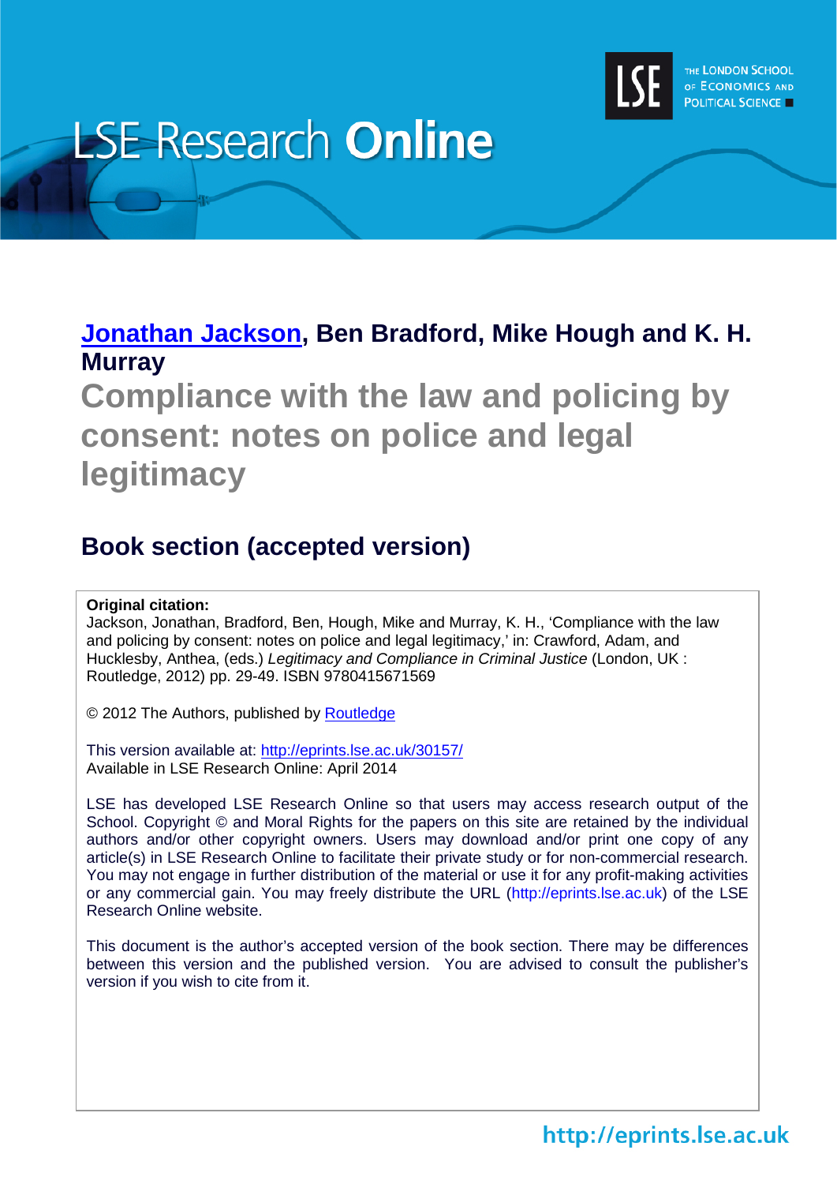# LSE Research Online

THE LONDON SCHOOL OF ECONOMICS AND POLITICAL SCIENCE

**Jonathan Jackson, Ben Bradford, Mike Hough and K. H. Murray**

# Compliance with the law and policing by consent: notes on police and legal legitimacy

## Book section (accepted version)

**Original citation:**
Jackson, Jonathan, Bradford, Ben, Hough, Mike and Murray, K. H., 'Compliance with the law and policing by consent: notes on police and legal legitimacy,' in: Crawford, Adam, and Hucklesby, Anthea, (eds.) *Legitimacy and Compliance in Criminal Justice* (London, UK : Routledge, 2012) pp. 29-49. ISBN 9780415671569

© 2012 The Authors, published by Routledge

This version available at: http://eprints.lse.ac.uk/30157/
Available in LSE Research Online: April 2014

LSE has developed LSE Research Online so that users may access research output of the School. Copyright © and Moral Rights for the papers on this site are retained by the individual authors and/or other copyright owners. Users may download and/or print one copy of any article(s) in LSE Research Online to facilitate their private study or for non-commercial research. You may not engage in further distribution of the material or use it for any profit-making activities or any commercial gain. You may freely distribute the URL (http://eprints.lse.ac.uk) of the LSE Research Online website.

This document is the author's accepted version of the book section. There may be differences between this version and the published version. You are advised to consult the publisher's version if you wish to cite from it.

http://eprints.lse.ac.uk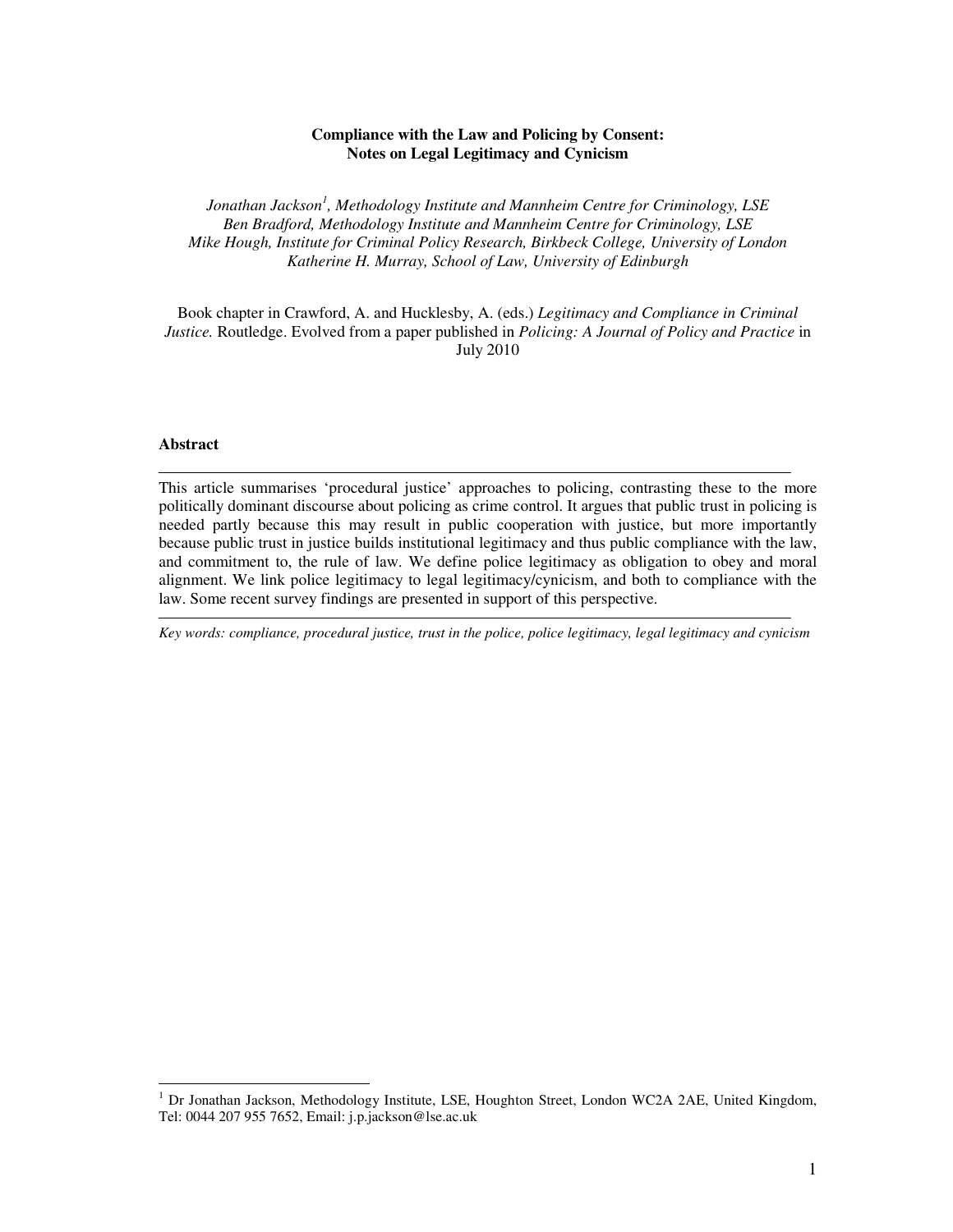**Compliance with the Law and Policing by Consent:**
**Notes on Legal Legitimacy and Cynicism**

*Jonathan Jackson[1], Methodology Institute and Mannheim Centre for Criminology, LSE*
*Ben Bradford, Methodology Institute and Mannheim Centre for Criminology, LSE*
*Mike Hough, Institute for Criminal Policy Research, Birkbeck College, University of London*
*Katherine H. Murray, School of Law, University of Edinburgh*

Book chapter in Crawford, A. and Hucklesby, A. (eds.) *Legitimacy and Compliance in Criminal Justice.* Routledge. Evolved from a paper published in *Policing: A Journal of Policy and Practice* in July 2010

**Abstract**

---

This article summarises 'procedural justice' approaches to policing, contrasting these to the more politically dominant discourse about policing as crime control. It argues that public trust in policing is needed partly because this may result in public cooperation with justice, but more importantly because public trust in justice builds institutional legitimacy and thus public compliance with the law, and commitment to, the rule of law. We define police legitimacy as obligation to obey and moral alignment. We link police legitimacy to legal legitimacy/cynicism, and both to compliance with the law. Some recent survey findings are presented in support of this perspective.

---

*Key words: compliance, procedural justice, trust in the police, police legitimacy, legal legitimacy and cynicism*

[1] Dr Jonathan Jackson, Methodology Institute, LSE, Houghton Street, London WC2A 2AE, United Kingdom, Tel: 0044 207 955 7652, Email: j.p.jackson@lse.ac.uk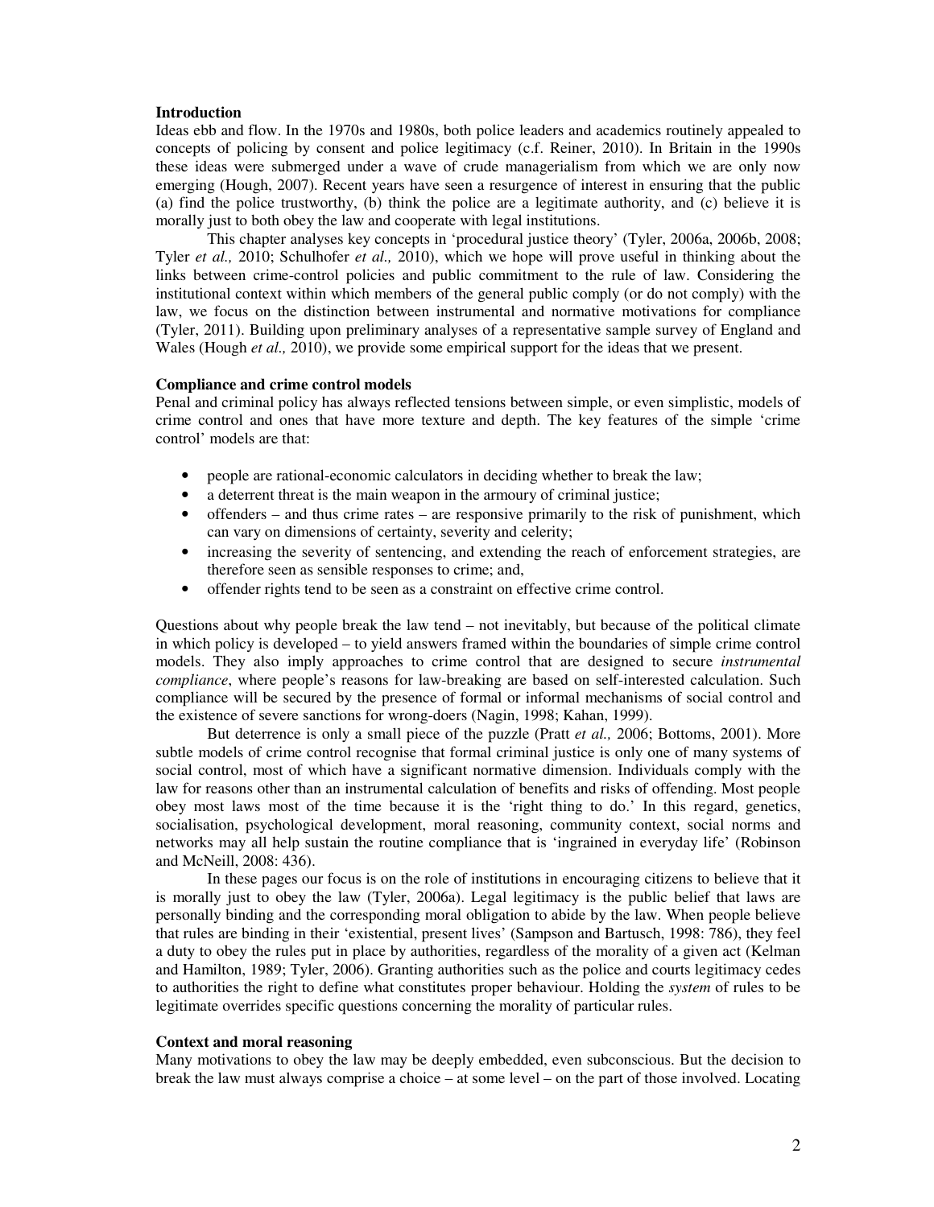**Introduction**

Ideas ebb and flow. In the 1970s and 1980s, both police leaders and academics routinely appealed to concepts of policing by consent and police legitimacy (c.f. Reiner, 2010). In Britain in the 1990s these ideas were submerged under a wave of crude managerialism from which we are only now emerging (Hough, 2007). Recent years have seen a resurgence of interest in ensuring that the public (a) find the police trustworthy, (b) think the police are a legitimate authority, and (c) believe it is morally just to both obey the law and cooperate with legal institutions.

This chapter analyses key concepts in 'procedural justice theory' (Tyler, 2006a, 2006b, 2008; Tyler *et al.,* 2010; Schulhofer *et al.,* 2010), which we hope will prove useful in thinking about the links between crime-control policies and public commitment to the rule of law. Considering the institutional context within which members of the general public comply (or do not comply) with the law, we focus on the distinction between instrumental and normative motivations for compliance (Tyler, 2011). Building upon preliminary analyses of a representative sample survey of England and Wales (Hough *et al.,* 2010), we provide some empirical support for the ideas that we present.

**Compliance and crime control models**

Penal and criminal policy has always reflected tensions between simple, or even simplistic, models of crime control and ones that have more texture and depth. The key features of the simple 'crime control' models are that:

- people are rational-economic calculators in deciding whether to break the law;
- a deterrent threat is the main weapon in the armoury of criminal justice;
- offenders – and thus crime rates – are responsive primarily to the risk of punishment, which can vary on dimensions of certainty, severity and celerity;
- increasing the severity of sentencing, and extending the reach of enforcement strategies, are therefore seen as sensible responses to crime; and,
- offender rights tend to be seen as a constraint on effective crime control.

Questions about why people break the law tend – not inevitably, but because of the political climate in which policy is developed – to yield answers framed within the boundaries of simple crime control models. They also imply approaches to crime control that are designed to secure *instrumental compliance*, where people's reasons for law-breaking are based on self-interested calculation. Such compliance will be secured by the presence of formal or informal mechanisms of social control and the existence of severe sanctions for wrong-doers (Nagin, 1998; Kahan, 1999).

But deterrence is only a small piece of the puzzle (Pratt *et al.,* 2006; Bottoms, 2001). More subtle models of crime control recognise that formal criminal justice is only one of many systems of social control, most of which have a significant normative dimension. Individuals comply with the law for reasons other than an instrumental calculation of benefits and risks of offending. Most people obey most laws most of the time because it is the 'right thing to do.' In this regard, genetics, socialisation, psychological development, moral reasoning, community context, social norms and networks may all help sustain the routine compliance that is 'ingrained in everyday life' (Robinson and McNeill, 2008: 436).

In these pages our focus is on the role of institutions in encouraging citizens to believe that it is morally just to obey the law (Tyler, 2006a). Legal legitimacy is the public belief that laws are personally binding and the corresponding moral obligation to abide by the law. When people believe that rules are binding in their 'existential, present lives' (Sampson and Bartusch, 1998: 786), they feel a duty to obey the rules put in place by authorities, regardless of the morality of a given act (Kelman and Hamilton, 1989; Tyler, 2006). Granting authorities such as the police and courts legitimacy cedes to authorities the right to define what constitutes proper behaviour. Holding the *system* of rules to be legitimate overrides specific questions concerning the morality of particular rules.

**Context and moral reasoning**

Many motivations to obey the law may be deeply embedded, even subconscious. But the decision to break the law must always comprise a choice – at some level – on the part of those involved. Locating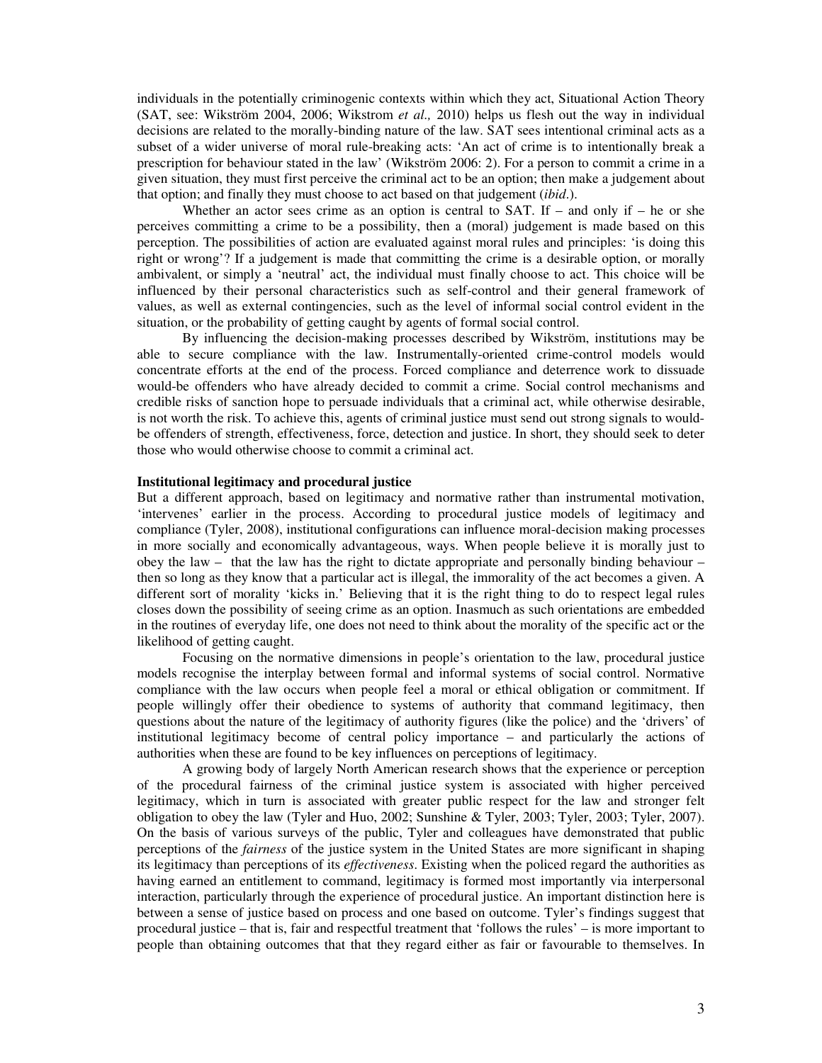individuals in the potentially criminogenic contexts within which they act, Situational Action Theory (SAT, see: Wikström 2004, 2006; Wikstrom *et al.,* 2010) helps us flesh out the way in individual decisions are related to the morally-binding nature of the law. SAT sees intentional criminal acts as a subset of a wider universe of moral rule-breaking acts: 'An act of crime is to intentionally break a prescription for behaviour stated in the law' (Wikström 2006: 2). For a person to commit a crime in a given situation, they must first perceive the criminal act to be an option; then make a judgement about that option; and finally they must choose to act based on that judgement (*ibid*.).

Whether an actor sees crime as an option is central to SAT. If – and only if – he or she perceives committing a crime to be a possibility, then a (moral) judgement is made based on this perception. The possibilities of action are evaluated against moral rules and principles: 'is doing this right or wrong'? If a judgement is made that committing the crime is a desirable option, or morally ambivalent, or simply a 'neutral' act, the individual must finally choose to act. This choice will be influenced by their personal characteristics such as self-control and their general framework of values, as well as external contingencies, such as the level of informal social control evident in the situation, or the probability of getting caught by agents of formal social control.

By influencing the decision-making processes described by Wikström, institutions may be able to secure compliance with the law. Instrumentally-oriented crime-control models would concentrate efforts at the end of the process. Forced compliance and deterrence work to dissuade would-be offenders who have already decided to commit a crime. Social control mechanisms and credible risks of sanction hope to persuade individuals that a criminal act, while otherwise desirable, is not worth the risk. To achieve this, agents of criminal justice must send out strong signals to would-be offenders of strength, effectiveness, force, detection and justice. In short, they should seek to deter those who would otherwise choose to commit a criminal act.

**Institutional legitimacy and procedural justice**

But a different approach, based on legitimacy and normative rather than instrumental motivation, 'intervenes' earlier in the process. According to procedural justice models of legitimacy and compliance (Tyler, 2008), institutional configurations can influence moral-decision making processes in more socially and economically advantageous, ways. When people believe it is morally just to obey the law – that the law has the right to dictate appropriate and personally binding behaviour – then so long as they know that a particular act is illegal, the immorality of the act becomes a given. A different sort of morality 'kicks in.' Believing that it is the right thing to do to respect legal rules closes down the possibility of seeing crime as an option. Inasmuch as such orientations are embedded in the routines of everyday life, one does not need to think about the morality of the specific act or the likelihood of getting caught.

Focusing on the normative dimensions in people's orientation to the law, procedural justice models recognise the interplay between formal and informal systems of social control. Normative compliance with the law occurs when people feel a moral or ethical obligation or commitment. If people willingly offer their obedience to systems of authority that command legitimacy, then questions about the nature of the legitimacy of authority figures (like the police) and the 'drivers' of institutional legitimacy become of central policy importance – and particularly the actions of authorities when these are found to be key influences on perceptions of legitimacy.

A growing body of largely North American research shows that the experience or perception of the procedural fairness of the criminal justice system is associated with higher perceived legitimacy, which in turn is associated with greater public respect for the law and stronger felt obligation to obey the law (Tyler and Huo, 2002; Sunshine & Tyler, 2003; Tyler, 2003; Tyler, 2007). On the basis of various surveys of the public, Tyler and colleagues have demonstrated that public perceptions of the *fairness* of the justice system in the United States are more significant in shaping its legitimacy than perceptions of its *effectiveness*. Existing when the policed regard the authorities as having earned an entitlement to command, legitimacy is formed most importantly via interpersonal interaction, particularly through the experience of procedural justice. An important distinction here is between a sense of justice based on process and one based on outcome. Tyler's findings suggest that procedural justice – that is, fair and respectful treatment that 'follows the rules' – is more important to people than obtaining outcomes that that they regard either as fair or favourable to themselves. In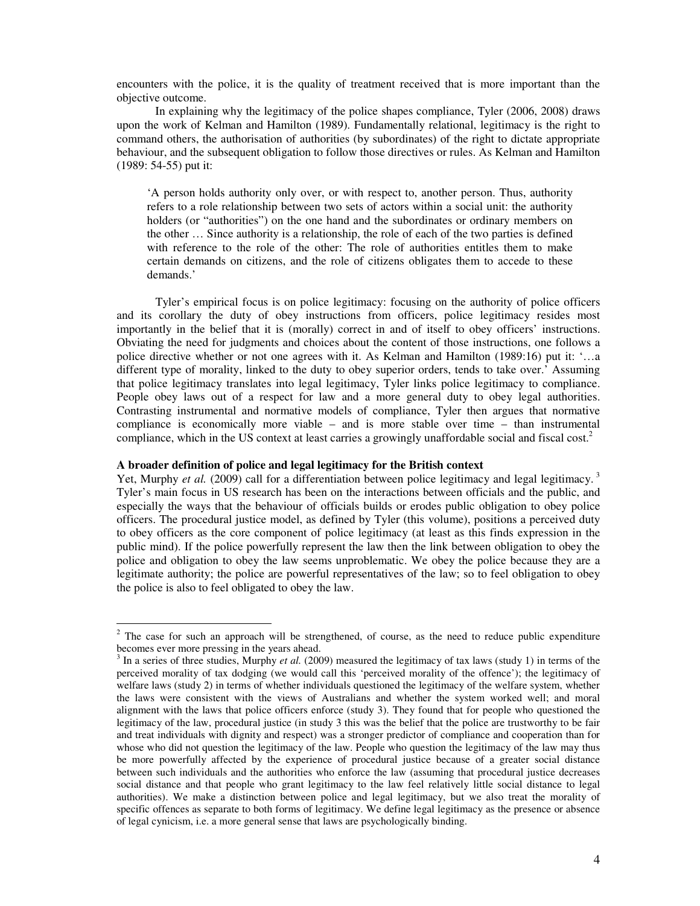encounters with the police, it is the quality of treatment received that is more important than the objective outcome.

In explaining why the legitimacy of the police shapes compliance, Tyler (2006, 2008) draws upon the work of Kelman and Hamilton (1989). Fundamentally relational, legitimacy is the right to command others, the authorisation of authorities (by subordinates) of the right to dictate appropriate behaviour, and the subsequent obligation to follow those directives or rules. As Kelman and Hamilton (1989: 54-55) put it:

> 'A person holds authority only over, or with respect to, another person. Thus, authority refers to a role relationship between two sets of actors within a social unit: the authority holders (or "authorities") on the one hand and the subordinates or ordinary members on the other … Since authority is a relationship, the role of each of the two parties is defined with reference to the role of the other: The role of authorities entitles them to make certain demands on citizens, and the role of citizens obligates them to accede to these demands.'

Tyler's empirical focus is on police legitimacy: focusing on the authority of police officers and its corollary the duty of obey instructions from officers, police legitimacy resides most importantly in the belief that it is (morally) correct in and of itself to obey officers' instructions. Obviating the need for judgments and choices about the content of those instructions, one follows a police directive whether or not one agrees with it. As Kelman and Hamilton (1989:16) put it: '…a different type of morality, linked to the duty to obey superior orders, tends to take over.' Assuming that police legitimacy translates into legal legitimacy, Tyler links police legitimacy to compliance. People obey laws out of a respect for law and a more general duty to obey legal authorities. Contrasting instrumental and normative models of compliance, Tyler then argues that normative compliance is economically more viable – and is more stable over time – than instrumental compliance, which in the US context at least carries a growingly unaffordable social and fiscal cost.[2]

**A broader definition of police and legal legitimacy for the British context**

Yet, Murphy *et al.* (2009) call for a differentiation between police legitimacy and legal legitimacy.[3] Tyler's main focus in US research has been on the interactions between officials and the public, and especially the ways that the behaviour of officials builds or erodes public obligation to obey police officers. The procedural justice model, as defined by Tyler (this volume), positions a perceived duty to obey officers as the core component of police legitimacy (at least as this finds expression in the public mind). If the police powerfully represent the law then the link between obligation to obey the police and obligation to obey the law seems unproblematic. We obey the police because they are a legitimate authority; the police are powerful representatives of the law; so to feel obligation to obey the police is also to feel obligated to obey the law.

---

[2] The case for such an approach will be strengthened, of course, as the need to reduce public expenditure becomes ever more pressing in the years ahead.

[3] In a series of three studies, Murphy *et al.* (2009) measured the legitimacy of tax laws (study 1) in terms of the perceived morality of tax dodging (we would call this 'perceived morality of the offence'); the legitimacy of welfare laws (study 2) in terms of whether individuals questioned the legitimacy of the welfare system, whether the laws were consistent with the views of Australians and whether the system worked well; and moral alignment with the laws that police officers enforce (study 3). They found that for people who questioned the legitimacy of the law, procedural justice (in study 3 this was the belief that the police are trustworthy to be fair and treat individuals with dignity and respect) was a stronger predictor of compliance and cooperation than for whose who did not question the legitimacy of the law. People who question the legitimacy of the law may thus be more powerfully affected by the experience of procedural justice because of a greater social distance between such individuals and the authorities who enforce the law (assuming that procedural justice decreases social distance and that people who grant legitimacy to the law feel relatively little social distance to legal authorities). We make a distinction between police and legal legitimacy, but we also treat the morality of specific offences as separate to both forms of legitimacy. We define legal legitimacy as the presence or absence of legal cynicism, i.e. a more general sense that laws are psychologically binding.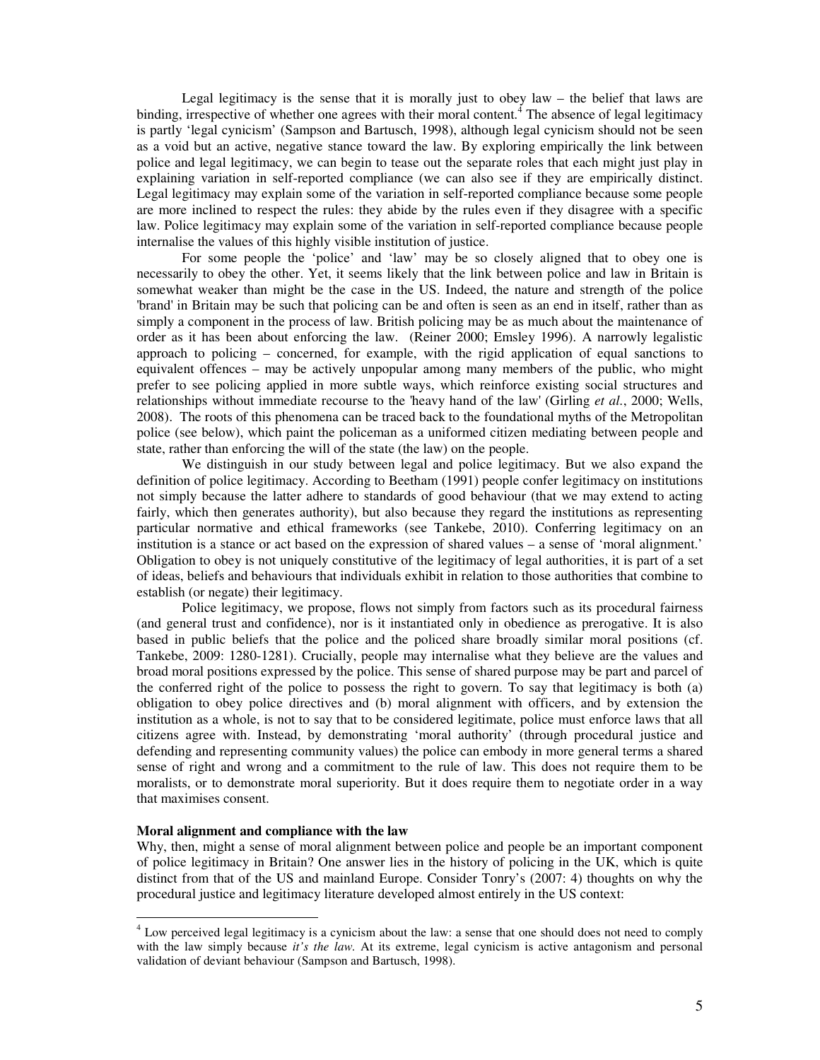Legal legitimacy is the sense that it is morally just to obey law – the belief that laws are binding, irrespective of whether one agrees with their moral content.[4] The absence of legal legitimacy is partly 'legal cynicism' (Sampson and Bartusch, 1998), although legal cynicism should not be seen as a void but an active, negative stance toward the law. By exploring empirically the link between police and legal legitimacy, we can begin to tease out the separate roles that each might just play in explaining variation in self-reported compliance (we can also see if they are empirically distinct. Legal legitimacy may explain some of the variation in self-reported compliance because some people are more inclined to respect the rules: they abide by the rules even if they disagree with a specific law. Police legitimacy may explain some of the variation in self-reported compliance because people internalise the values of this highly visible institution of justice.

For some people the 'police' and 'law' may be so closely aligned that to obey one is necessarily to obey the other. Yet, it seems likely that the link between police and law in Britain is somewhat weaker than might be the case in the US. Indeed, the nature and strength of the police 'brand' in Britain may be such that policing can be and often is seen as an end in itself, rather than as simply a component in the process of law. British policing may be as much about the maintenance of order as it has been about enforcing the law. (Reiner 2000; Emsley 1996). A narrowly legalistic approach to policing – concerned, for example, with the rigid application of equal sanctions to equivalent offences – may be actively unpopular among many members of the public, who might prefer to see policing applied in more subtle ways, which reinforce existing social structures and relationships without immediate recourse to the 'heavy hand of the law' (Girling *et al.*, 2000; Wells, 2008). The roots of this phenomena can be traced back to the foundational myths of the Metropolitan police (see below), which paint the policeman as a uniformed citizen mediating between people and state, rather than enforcing the will of the state (the law) on the people.

We distinguish in our study between legal and police legitimacy. But we also expand the definition of police legitimacy. According to Beetham (1991) people confer legitimacy on institutions not simply because the latter adhere to standards of good behaviour (that we may extend to acting fairly, which then generates authority), but also because they regard the institutions as representing particular normative and ethical frameworks (see Tankebe, 2010). Conferring legitimacy on an institution is a stance or act based on the expression of shared values – a sense of 'moral alignment.' Obligation to obey is not uniquely constitutive of the legitimacy of legal authorities, it is part of a set of ideas, beliefs and behaviours that individuals exhibit in relation to those authorities that combine to establish (or negate) their legitimacy.

Police legitimacy, we propose, flows not simply from factors such as its procedural fairness (and general trust and confidence), nor is it instantiated only in obedience as prerogative. It is also based in public beliefs that the police and the policed share broadly similar moral positions (cf. Tankebe, 2009: 1280-1281). Crucially, people may internalise what they believe are the values and broad moral positions expressed by the police. This sense of shared purpose may be part and parcel of the conferred right of the police to possess the right to govern. To say that legitimacy is both (a) obligation to obey police directives and (b) moral alignment with officers, and by extension the institution as a whole, is not to say that to be considered legitimate, police must enforce laws that all citizens agree with. Instead, by demonstrating 'moral authority' (through procedural justice and defending and representing community values) the police can embody in more general terms a shared sense of right and wrong and a commitment to the rule of law. This does not require them to be moralists, or to demonstrate moral superiority. But it does require them to negotiate order in a way that maximises consent.

**Moral alignment and compliance with the law**

Why, then, might a sense of moral alignment between police and people be an important component of police legitimacy in Britain? One answer lies in the history of policing in the UK, which is quite distinct from that of the US and mainland Europe. Consider Tonry's (2007: 4) thoughts on why the procedural justice and legitimacy literature developed almost entirely in the US context:

[4] Low perceived legal legitimacy is a cynicism about the law: a sense that one should does not need to comply with the law simply because *it's the law.* At its extreme, legal cynicism is active antagonism and personal validation of deviant behaviour (Sampson and Bartusch, 1998).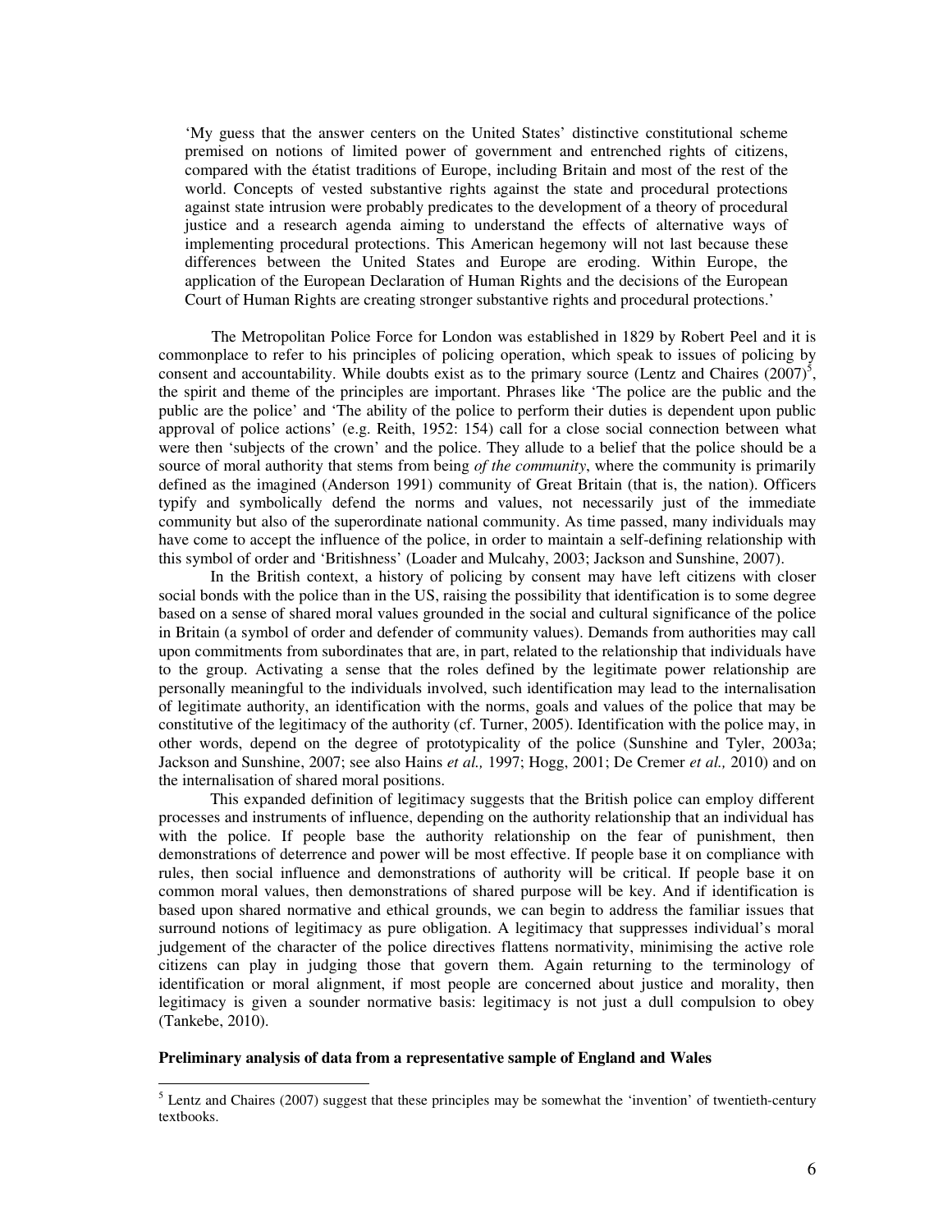> 'My guess that the answer centers on the United States' distinctive constitutional scheme premised on notions of limited power of government and entrenched rights of citizens, compared with the étatist traditions of Europe, including Britain and most of the rest of the world. Concepts of vested substantive rights against the state and procedural protections against state intrusion were probably predicates to the development of a theory of procedural justice and a research agenda aiming to understand the effects of alternative ways of implementing procedural protections. This American hegemony will not last because these differences between the United States and Europe are eroding. Within Europe, the application of the European Declaration of Human Rights and the decisions of the European Court of Human Rights are creating stronger substantive rights and procedural protections.'

The Metropolitan Police Force for London was established in 1829 by Robert Peel and it is commonplace to refer to his principles of policing operation, which speak to issues of policing by consent and accountability. While doubts exist as to the primary source (Lentz and Chaires (2007)[5], the spirit and theme of the principles are important. Phrases like 'The police are the public and the public are the police' and 'The ability of the police to perform their duties is dependent upon public approval of police actions' (e.g. Reith, 1952: 154) call for a close social connection between what were then 'subjects of the crown' and the police. They allude to a belief that the police should be a source of moral authority that stems from being *of the community*, where the community is primarily defined as the imagined (Anderson 1991) community of Great Britain (that is, the nation). Officers typify and symbolically defend the norms and values, not necessarily just of the immediate community but also of the superordinate national community. As time passed, many individuals may have come to accept the influence of the police, in order to maintain a self-defining relationship with this symbol of order and 'Britishness' (Loader and Mulcahy, 2003; Jackson and Sunshine, 2007).

In the British context, a history of policing by consent may have left citizens with closer social bonds with the police than in the US, raising the possibility that identification is to some degree based on a sense of shared moral values grounded in the social and cultural significance of the police in Britain (a symbol of order and defender of community values). Demands from authorities may call upon commitments from subordinates that are, in part, related to the relationship that individuals have to the group. Activating a sense that the roles defined by the legitimate power relationship are personally meaningful to the individuals involved, such identification may lead to the internalisation of legitimate authority, an identification with the norms, goals and values of the police that may be constitutive of the legitimacy of the authority (cf. Turner, 2005). Identification with the police may, in other words, depend on the degree of prototypicality of the police (Sunshine and Tyler, 2003a; Jackson and Sunshine, 2007; see also Hains *et al.,* 1997; Hogg, 2001; De Cremer *et al.,* 2010) and on the internalisation of shared moral positions.

This expanded definition of legitimacy suggests that the British police can employ different processes and instruments of influence, depending on the authority relationship that an individual has with the police. If people base the authority relationship on the fear of punishment, then demonstrations of deterrence and power will be most effective. If people base it on compliance with rules, then social influence and demonstrations of authority will be critical. If people base it on common moral values, then demonstrations of shared purpose will be key. And if identification is based upon shared normative and ethical grounds, we can begin to address the familiar issues that surround notions of legitimacy as pure obligation. A legitimacy that suppresses individual's moral judgement of the character of the police directives flattens normativity, minimising the active role citizens can play in judging those that govern them. Again returning to the terminology of identification or moral alignment, if most people are concerned about justice and morality, then legitimacy is given a sounder normative basis: legitimacy is not just a dull compulsion to obey (Tankebe, 2010).

**Preliminary analysis of data from a representative sample of England and Wales**

[5] Lentz and Chaires (2007) suggest that these principles may be somewhat the 'invention' of twentieth-century textbooks.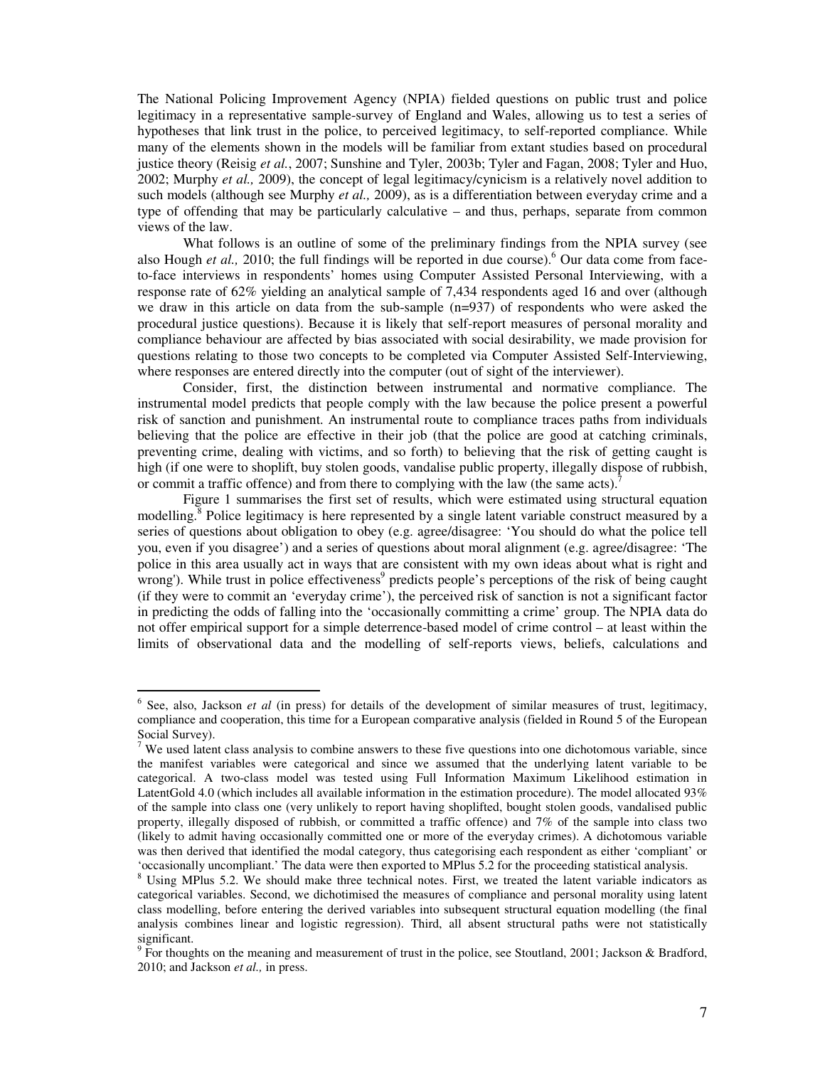The National Policing Improvement Agency (NPIA) fielded questions on public trust and police legitimacy in a representative sample-survey of England and Wales, allowing us to test a series of hypotheses that link trust in the police, to perceived legitimacy, to self-reported compliance. While many of the elements shown in the models will be familiar from extant studies based on procedural justice theory (Reisig *et al.*, 2007; Sunshine and Tyler, 2003b; Tyler and Fagan, 2008; Tyler and Huo, 2002; Murphy *et al.,* 2009), the concept of legal legitimacy/cynicism is a relatively novel addition to such models (although see Murphy *et al.,* 2009), as is a differentiation between everyday crime and a type of offending that may be particularly calculative – and thus, perhaps, separate from common views of the law.

What follows is an outline of some of the preliminary findings from the NPIA survey (see also Hough *et al.,* 2010; the full findings will be reported in due course).[6] Our data come from face-to-face interviews in respondents' homes using Computer Assisted Personal Interviewing, with a response rate of 62% yielding an analytical sample of 7,434 respondents aged 16 and over (although we draw in this article on data from the sub-sample (n=937) of respondents who were asked the procedural justice questions). Because it is likely that self-report measures of personal morality and compliance behaviour are affected by bias associated with social desirability, we made provision for questions relating to those two concepts to be completed via Computer Assisted Self-Interviewing, where responses are entered directly into the computer (out of sight of the interviewer).

Consider, first, the distinction between instrumental and normative compliance. The instrumental model predicts that people comply with the law because the police present a powerful risk of sanction and punishment. An instrumental route to compliance traces paths from individuals believing that the police are effective in their job (that the police are good at catching criminals, preventing crime, dealing with victims, and so forth) to believing that the risk of getting caught is high (if one were to shoplift, buy stolen goods, vandalise public property, illegally dispose of rubbish, or commit a traffic offence) and from there to complying with the law (the same acts).[7]

Figure 1 summarises the first set of results, which were estimated using structural equation modelling.[8] Police legitimacy is here represented by a single latent variable construct measured by a series of questions about obligation to obey (e.g. agree/disagree: 'You should do what the police tell you, even if you disagree') and a series of questions about moral alignment (e.g. agree/disagree: 'The police in this area usually act in ways that are consistent with my own ideas about what is right and wrong'). While trust in police effectiveness[9] predicts people's perceptions of the risk of being caught (if they were to commit an 'everyday crime'), the perceived risk of sanction is not a significant factor in predicting the odds of falling into the 'occasionally committing a crime' group. The NPIA data do not offer empirical support for a simple deterrence-based model of crime control – at least within the limits of observational data and the modelling of self-reports views, beliefs, calculations and

---

[6] See, also, Jackson *et al* (in press) for details of the development of similar measures of trust, legitimacy, compliance and cooperation, this time for a European comparative analysis (fielded in Round 5 of the European Social Survey).

[7] We used latent class analysis to combine answers to these five questions into one dichotomous variable, since the manifest variables were categorical and since we assumed that the underlying latent variable to be categorical. A two-class model was tested using Full Information Maximum Likelihood estimation in LatentGold 4.0 (which includes all available information in the estimation procedure). The model allocated 93% of the sample into class one (very unlikely to report having shoplifted, bought stolen goods, vandalised public property, illegally disposed of rubbish, or committed a traffic offence) and 7% of the sample into class two (likely to admit having occasionally committed one or more of the everyday crimes). A dichotomous variable was then derived that identified the modal category, thus categorising each respondent as either 'compliant' or 'occasionally uncompliant.' The data were then exported to MPlus 5.2 for the proceeding statistical analysis.

[8] Using MPlus 5.2. We should make three technical notes. First, we treated the latent variable indicators as categorical variables. Second, we dichotimised the measures of compliance and personal morality using latent class modelling, before entering the derived variables into subsequent structural equation modelling (the final analysis combines linear and logistic regression). Third, all absent structural paths were not statistically significant.

[9] For thoughts on the meaning and measurement of trust in the police, see Stoutland, 2001; Jackson & Bradford, 2010; and Jackson *et al.,* in press.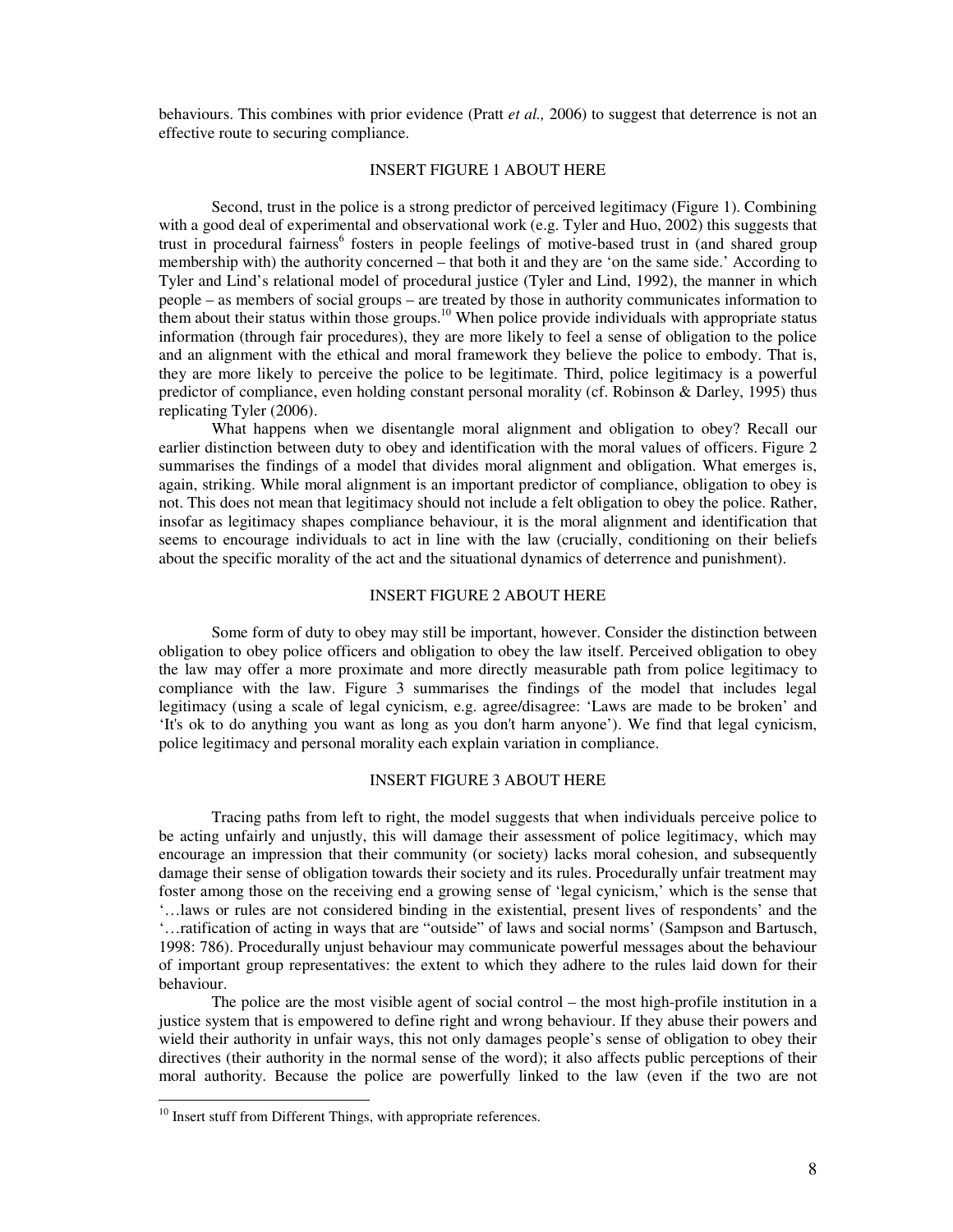behaviours. This combines with prior evidence (Pratt *et al.,* 2006) to suggest that deterrence is not an effective route to securing compliance.

INSERT FIGURE 1 ABOUT HERE

Second, trust in the police is a strong predictor of perceived legitimacy (Figure 1). Combining with a good deal of experimental and observational work (e.g. Tyler and Huo, 2002) this suggests that trust in procedural fairness[6] fosters in people feelings of motive-based trust in (and shared group membership with) the authority concerned – that both it and they are 'on the same side.' According to Tyler and Lind's relational model of procedural justice (Tyler and Lind, 1992), the manner in which people – as members of social groups – are treated by those in authority communicates information to them about their status within those groups.[10] When police provide individuals with appropriate status information (through fair procedures), they are more likely to feel a sense of obligation to the police and an alignment with the ethical and moral framework they believe the police to embody. That is, they are more likely to perceive the police to be legitimate. Third, police legitimacy is a powerful predictor of compliance, even holding constant personal morality (cf. Robinson & Darley, 1995) thus replicating Tyler (2006).

What happens when we disentangle moral alignment and obligation to obey? Recall our earlier distinction between duty to obey and identification with the moral values of officers. Figure 2 summarises the findings of a model that divides moral alignment and obligation. What emerges is, again, striking. While moral alignment is an important predictor of compliance, obligation to obey is not. This does not mean that legitimacy should not include a felt obligation to obey the police. Rather, insofar as legitimacy shapes compliance behaviour, it is the moral alignment and identification that seems to encourage individuals to act in line with the law (crucially, conditioning on their beliefs about the specific morality of the act and the situational dynamics of deterrence and punishment).

INSERT FIGURE 2 ABOUT HERE

Some form of duty to obey may still be important, however. Consider the distinction between obligation to obey police officers and obligation to obey the law itself. Perceived obligation to obey the law may offer a more proximate and more directly measurable path from police legitimacy to compliance with the law. Figure 3 summarises the findings of the model that includes legal legitimacy (using a scale of legal cynicism, e.g. agree/disagree: 'Laws are made to be broken' and 'It's ok to do anything you want as long as you don't harm anyone'). We find that legal cynicism, police legitimacy and personal morality each explain variation in compliance.

INSERT FIGURE 3 ABOUT HERE

Tracing paths from left to right, the model suggests that when individuals perceive police to be acting unfairly and unjustly, this will damage their assessment of police legitimacy, which may encourage an impression that their community (or society) lacks moral cohesion, and subsequently damage their sense of obligation towards their society and its rules. Procedurally unfair treatment may foster among those on the receiving end a growing sense of 'legal cynicism,' which is the sense that '…laws or rules are not considered binding in the existential, present lives of respondents' and the '…ratification of acting in ways that are "outside" of laws and social norms' (Sampson and Bartusch, 1998: 786). Procedurally unjust behaviour may communicate powerful messages about the behaviour of important group representatives: the extent to which they adhere to the rules laid down for their behaviour.

The police are the most visible agent of social control – the most high-profile institution in a justice system that is empowered to define right and wrong behaviour. If they abuse their powers and wield their authority in unfair ways, this not only damages people's sense of obligation to obey their directives (their authority in the normal sense of the word); it also affects public perceptions of their moral authority. Because the police are powerfully linked to the law (even if the two are not

[10] Insert stuff from Different Things, with appropriate references.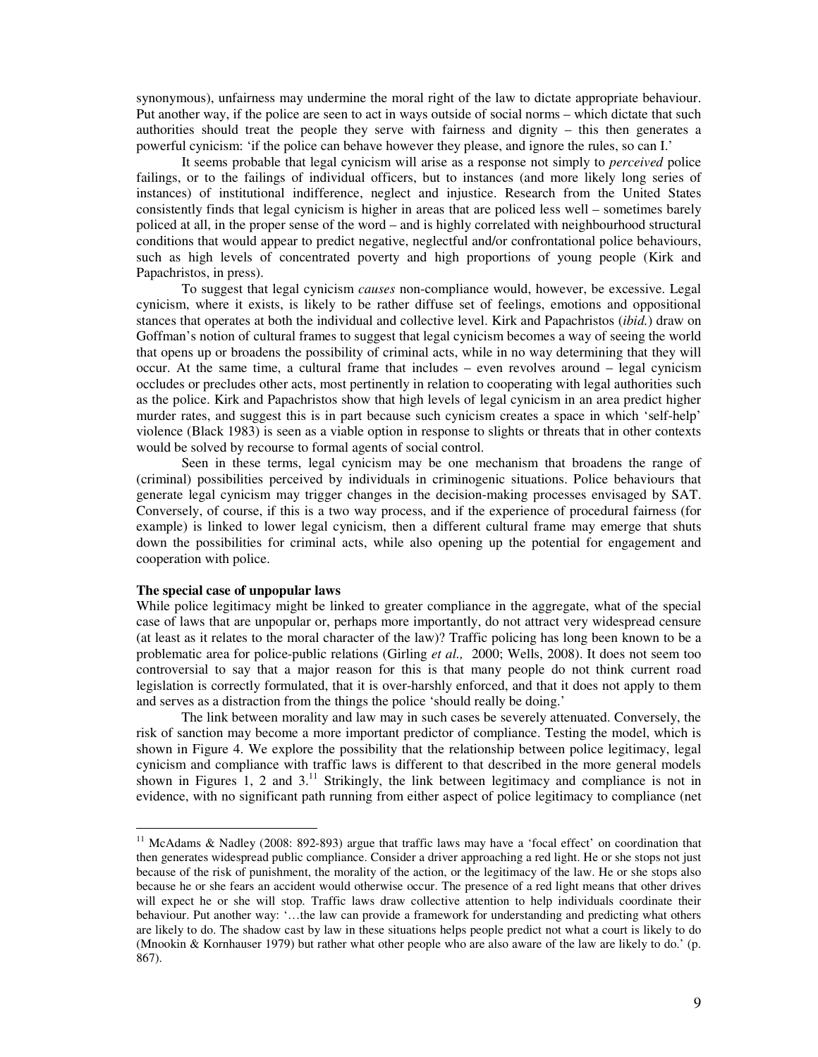synonymous), unfairness may undermine the moral right of the law to dictate appropriate behaviour. Put another way, if the police are seen to act in ways outside of social norms – which dictate that such authorities should treat the people they serve with fairness and dignity – this then generates a powerful cynicism: 'if the police can behave however they please, and ignore the rules, so can I.'

It seems probable that legal cynicism will arise as a response not simply to *perceived* police failings, or to the failings of individual officers, but to instances (and more likely long series of instances) of institutional indifference, neglect and injustice. Research from the United States consistently finds that legal cynicism is higher in areas that are policed less well – sometimes barely policed at all, in the proper sense of the word – and is highly correlated with neighbourhood structural conditions that would appear to predict negative, neglectful and/or confrontational police behaviours, such as high levels of concentrated poverty and high proportions of young people (Kirk and Papachristos, in press).

To suggest that legal cynicism *causes* non-compliance would, however, be excessive. Legal cynicism, where it exists, is likely to be rather diffuse set of feelings, emotions and oppositional stances that operates at both the individual and collective level. Kirk and Papachristos (*ibid.*) draw on Goffman's notion of cultural frames to suggest that legal cynicism becomes a way of seeing the world that opens up or broadens the possibility of criminal acts, while in no way determining that they will occur. At the same time, a cultural frame that includes – even revolves around – legal cynicism occludes or precludes other acts, most pertinently in relation to cooperating with legal authorities such as the police. Kirk and Papachristos show that high levels of legal cynicism in an area predict higher murder rates, and suggest this is in part because such cynicism creates a space in which 'self-help' violence (Black 1983) is seen as a viable option in response to slights or threats that in other contexts would be solved by recourse to formal agents of social control.

Seen in these terms, legal cynicism may be one mechanism that broadens the range of (criminal) possibilities perceived by individuals in criminogenic situations. Police behaviours that generate legal cynicism may trigger changes in the decision-making processes envisaged by SAT. Conversely, of course, if this is a two way process, and if the experience of procedural fairness (for example) is linked to lower legal cynicism, then a different cultural frame may emerge that shuts down the possibilities for criminal acts, while also opening up the potential for engagement and cooperation with police.

**The special case of unpopular laws**

While police legitimacy might be linked to greater compliance in the aggregate, what of the special case of laws that are unpopular or, perhaps more importantly, do not attract very widespread censure (at least as it relates to the moral character of the law)? Traffic policing has long been known to be a problematic area for police-public relations (Girling *et al.,* 2000; Wells, 2008). It does not seem too controversial to say that a major reason for this is that many people do not think current road legislation is correctly formulated, that it is over-harshly enforced, and that it does not apply to them and serves as a distraction from the things the police 'should really be doing.'

The link between morality and law may in such cases be severely attenuated. Conversely, the risk of sanction may become a more important predictor of compliance. Testing the model, which is shown in Figure 4. We explore the possibility that the relationship between police legitimacy, legal cynicism and compliance with traffic laws is different to that described in the more general models shown in Figures 1, 2 and 3.[11] Strikingly, the link between legitimacy and compliance is not in evidence, with no significant path running from either aspect of police legitimacy to compliance (net

[11] McAdams & Nadley (2008: 892-893) argue that traffic laws may have a 'focal effect' on coordination that then generates widespread public compliance. Consider a driver approaching a red light. He or she stops not just because of the risk of punishment, the morality of the action, or the legitimacy of the law. He or she stops also because he or she fears an accident would otherwise occur. The presence of a red light means that other drives will expect he or she will stop. Traffic laws draw collective attention to help individuals coordinate their behaviour. Put another way: '…the law can provide a framework for understanding and predicting what others are likely to do. The shadow cast by law in these situations helps people predict not what a court is likely to do (Mnookin & Kornhauser 1979) but rather what other people who are also aware of the law are likely to do.' (p. 867).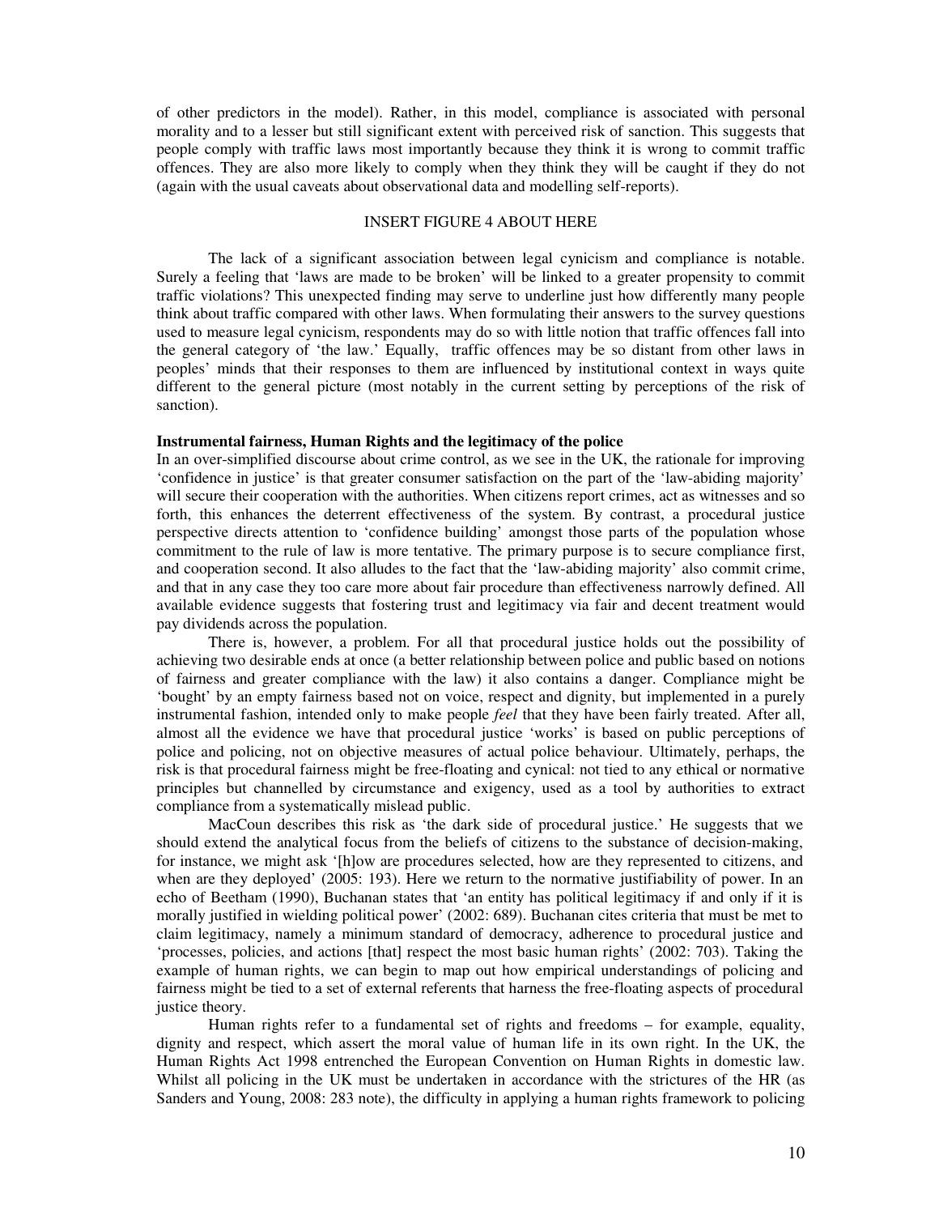of other predictors in the model). Rather, in this model, compliance is associated with personal morality and to a lesser but still significant extent with perceived risk of sanction. This suggests that people comply with traffic laws most importantly because they think it is wrong to commit traffic offences. They are also more likely to comply when they think they will be caught if they do not (again with the usual caveats about observational data and modelling self-reports).

INSERT FIGURE 4 ABOUT HERE

The lack of a significant association between legal cynicism and compliance is notable. Surely a feeling that 'laws are made to be broken' will be linked to a greater propensity to commit traffic violations? This unexpected finding may serve to underline just how differently many people think about traffic compared with other laws. When formulating their answers to the survey questions used to measure legal cynicism, respondents may do so with little notion that traffic offences fall into the general category of 'the law.' Equally, traffic offences may be so distant from other laws in peoples' minds that their responses to them are influenced by institutional context in ways quite different to the general picture (most notably in the current setting by perceptions of the risk of sanction).

**Instrumental fairness, Human Rights and the legitimacy of the police**

In an over-simplified discourse about crime control, as we see in the UK, the rationale for improving 'confidence in justice' is that greater consumer satisfaction on the part of the 'law-abiding majority' will secure their cooperation with the authorities. When citizens report crimes, act as witnesses and so forth, this enhances the deterrent effectiveness of the system. By contrast, a procedural justice perspective directs attention to 'confidence building' amongst those parts of the population whose commitment to the rule of law is more tentative. The primary purpose is to secure compliance first, and cooperation second. It also alludes to the fact that the 'law-abiding majority' also commit crime, and that in any case they too care more about fair procedure than effectiveness narrowly defined. All available evidence suggests that fostering trust and legitimacy via fair and decent treatment would pay dividends across the population.

There is, however, a problem. For all that procedural justice holds out the possibility of achieving two desirable ends at once (a better relationship between police and public based on notions of fairness and greater compliance with the law) it also contains a danger. Compliance might be 'bought' by an empty fairness based not on voice, respect and dignity, but implemented in a purely instrumental fashion, intended only to make people *feel* that they have been fairly treated. After all, almost all the evidence we have that procedural justice 'works' is based on public perceptions of police and policing, not on objective measures of actual police behaviour. Ultimately, perhaps, the risk is that procedural fairness might be free-floating and cynical: not tied to any ethical or normative principles but channelled by circumstance and exigency, used as a tool by authorities to extract compliance from a systematically mislead public.

MacCoun describes this risk as 'the dark side of procedural justice.' He suggests that we should extend the analytical focus from the beliefs of citizens to the substance of decision-making, for instance, we might ask '[h]ow are procedures selected, how are they represented to citizens, and when are they deployed' (2005: 193). Here we return to the normative justifiability of power. In an echo of Beetham (1990), Buchanan states that 'an entity has political legitimacy if and only if it is morally justified in wielding political power' (2002: 689). Buchanan cites criteria that must be met to claim legitimacy, namely a minimum standard of democracy, adherence to procedural justice and 'processes, policies, and actions [that] respect the most basic human rights' (2002: 703). Taking the example of human rights, we can begin to map out how empirical understandings of policing and fairness might be tied to a set of external referents that harness the free-floating aspects of procedural justice theory.

Human rights refer to a fundamental set of rights and freedoms – for example, equality, dignity and respect, which assert the moral value of human life in its own right. In the UK, the Human Rights Act 1998 entrenched the European Convention on Human Rights in domestic law. Whilst all policing in the UK must be undertaken in accordance with the strictures of the HR (as Sanders and Young, 2008: 283 note), the difficulty in applying a human rights framework to policing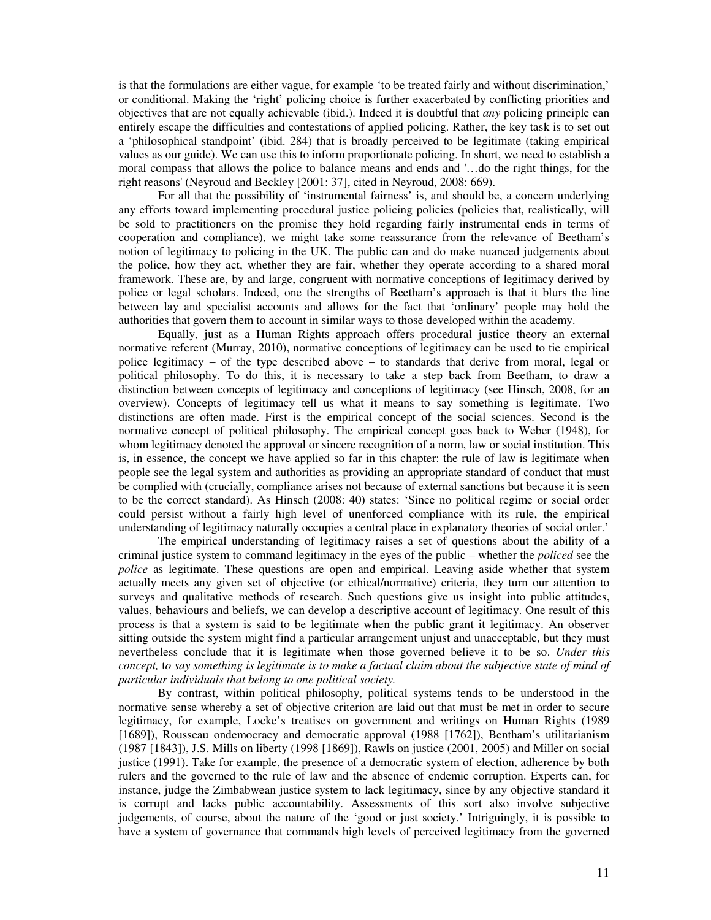is that the formulations are either vague, for example 'to be treated fairly and without discrimination,' or conditional. Making the 'right' policing choice is further exacerbated by conflicting priorities and objectives that are not equally achievable (ibid.). Indeed it is doubtful that *any* policing principle can entirely escape the difficulties and contestations of applied policing. Rather, the key task is to set out a 'philosophical standpoint' (ibid. 284) that is broadly perceived to be legitimate (taking empirical values as our guide). We can use this to inform proportionate policing. In short, we need to establish a moral compass that allows the police to balance means and ends and '…do the right things, for the right reasons' (Neyroud and Beckley [2001: 37], cited in Neyroud, 2008: 669).

For all that the possibility of 'instrumental fairness' is, and should be, a concern underlying any efforts toward implementing procedural justice policing policies (policies that, realistically, will be sold to practitioners on the promise they hold regarding fairly instrumental ends in terms of cooperation and compliance), we might take some reassurance from the relevance of Beetham's notion of legitimacy to policing in the UK. The public can and do make nuanced judgements about the police, how they act, whether they are fair, whether they operate according to a shared moral framework. These are, by and large, congruent with normative conceptions of legitimacy derived by police or legal scholars. Indeed, one the strengths of Beetham's approach is that it blurs the line between lay and specialist accounts and allows for the fact that 'ordinary' people may hold the authorities that govern them to account in similar ways to those developed within the academy.

Equally, just as a Human Rights approach offers procedural justice theory an external normative referent (Murray, 2010), normative conceptions of legitimacy can be used to tie empirical police legitimacy – of the type described above – to standards that derive from moral, legal or political philosophy. To do this, it is necessary to take a step back from Beetham, to draw a distinction between concepts of legitimacy and conceptions of legitimacy (see Hinsch, 2008, for an overview). Concepts of legitimacy tell us what it means to say something is legitimate. Two distinctions are often made. First is the empirical concept of the social sciences. Second is the normative concept of political philosophy. The empirical concept goes back to Weber (1948), for whom legitimacy denoted the approval or sincere recognition of a norm, law or social institution. This is, in essence, the concept we have applied so far in this chapter: the rule of law is legitimate when people see the legal system and authorities as providing an appropriate standard of conduct that must be complied with (crucially, compliance arises not because of external sanctions but because it is seen to be the correct standard). As Hinsch (2008: 40) states: 'Since no political regime or social order could persist without a fairly high level of unenforced compliance with its rule, the empirical understanding of legitimacy naturally occupies a central place in explanatory theories of social order.'

The empirical understanding of legitimacy raises a set of questions about the ability of a criminal justice system to command legitimacy in the eyes of the public – whether the *policed* see the *police* as legitimate. These questions are open and empirical. Leaving aside whether that system actually meets any given set of objective (or ethical/normative) criteria, they turn our attention to surveys and qualitative methods of research. Such questions give us insight into public attitudes, values, behaviours and beliefs, we can develop a descriptive account of legitimacy. One result of this process is that a system is said to be legitimate when the public grant it legitimacy. An observer sitting outside the system might find a particular arrangement unjust and unacceptable, but they must nevertheless conclude that it is legitimate when those governed believe it to be so. *Under this concept,* t*o say something is legitimate is to make a factual claim about the subjective state of mind of particular individuals that belong to one political society.*

By contrast, within political philosophy, political systems tends to be understood in the normative sense whereby a set of objective criterion are laid out that must be met in order to secure legitimacy, for example, Locke's treatises on government and writings on Human Rights (1989 [1689]), Rousseau ondemocracy and democratic approval (1988 [1762]), Bentham's utilitarianism (1987 [1843]), J.S. Mills on liberty (1998 [1869]), Rawls on justice (2001, 2005) and Miller on social justice (1991). Take for example, the presence of a democratic system of election, adherence by both rulers and the governed to the rule of law and the absence of endemic corruption. Experts can, for instance, judge the Zimbabwean justice system to lack legitimacy, since by any objective standard it is corrupt and lacks public accountability. Assessments of this sort also involve subjective judgements, of course, about the nature of the 'good or just society.' Intriguingly, it is possible to have a system of governance that commands high levels of perceived legitimacy from the governed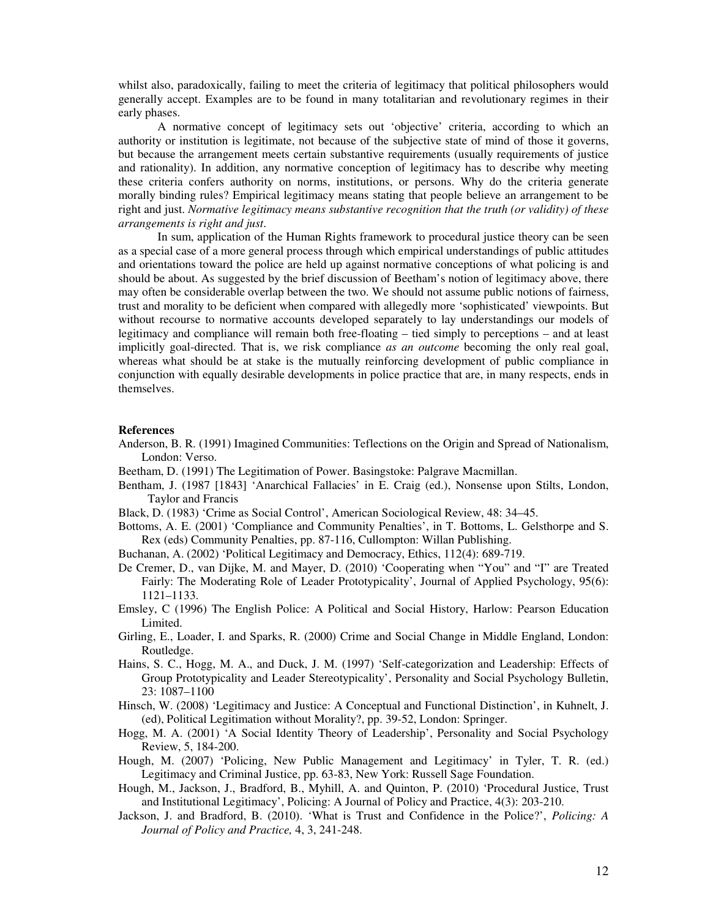whilst also, paradoxically, failing to meet the criteria of legitimacy that political philosophers would generally accept. Examples are to be found in many totalitarian and revolutionary regimes in their early phases.

A normative concept of legitimacy sets out 'objective' criteria, according to which an authority or institution is legitimate, not because of the subjective state of mind of those it governs, but because the arrangement meets certain substantive requirements (usually requirements of justice and rationality). In addition, any normative conception of legitimacy has to describe why meeting these criteria confers authority on norms, institutions, or persons. Why do the criteria generate morally binding rules? Empirical legitimacy means stating that people believe an arrangement to be right and just. *Normative legitimacy means substantive recognition that the truth (or validity) of these arrangements is right and just*.

In sum, application of the Human Rights framework to procedural justice theory can be seen as a special case of a more general process through which empirical understandings of public attitudes and orientations toward the police are held up against normative conceptions of what policing is and should be about. As suggested by the brief discussion of Beetham's notion of legitimacy above, there may often be considerable overlap between the two. We should not assume public notions of fairness, trust and morality to be deficient when compared with allegedly more 'sophisticated' viewpoints. But without recourse to normative accounts developed separately to lay understandings our models of legitimacy and compliance will remain both free-floating – tied simply to perceptions – and at least implicitly goal-directed. That is, we risk compliance *as an outcome* becoming the only real goal, whereas what should be at stake is the mutually reinforcing development of public compliance in conjunction with equally desirable developments in police practice that are, in many respects, ends in themselves.

**References**

Anderson, B. R. (1991) Imagined Communities: Teflections on the Origin and Spread of Nationalism, London: Verso.

Beetham, D. (1991) The Legitimation of Power. Basingstoke: Palgrave Macmillan.

Bentham, J. (1987 [1843] 'Anarchical Fallacies' in E. Craig (ed.), Nonsense upon Stilts, London, Taylor and Francis

Black, D. (1983) 'Crime as Social Control', American Sociological Review, 48: 34–45.

Bottoms, A. E. (2001) 'Compliance and Community Penalties', in T. Bottoms, L. Gelsthorpe and S. Rex (eds) Community Penalties, pp. 87-116, Cullompton: Willan Publishing.

Buchanan, A. (2002) 'Political Legitimacy and Democracy, Ethics, 112(4): 689-719.

De Cremer, D., van Dijke, M. and Mayer, D. (2010) 'Cooperating when "You" and "I" are Treated Fairly: The Moderating Role of Leader Prototypicality', Journal of Applied Psychology, 95(6): 1121–1133.

Emsley, C (1996) The English Police: A Political and Social History, Harlow: Pearson Education Limited.

Girling, E., Loader, I. and Sparks, R. (2000) Crime and Social Change in Middle England, London: Routledge.

Hains, S. C., Hogg, M. A., and Duck, J. M. (1997) 'Self-categorization and Leadership: Effects of Group Prototypicality and Leader Stereotypicality', Personality and Social Psychology Bulletin, 23: 1087–1100

Hinsch, W. (2008) 'Legitimacy and Justice: A Conceptual and Functional Distinction', in Kuhnelt, J. (ed), Political Legitimation without Morality?, pp. 39-52, London: Springer.

Hogg, M. A. (2001) 'A Social Identity Theory of Leadership', Personality and Social Psychology Review, 5, 184-200.

Hough, M. (2007) 'Policing, New Public Management and Legitimacy' in Tyler, T. R. (ed.) Legitimacy and Criminal Justice, pp. 63-83, New York: Russell Sage Foundation.

Hough, M., Jackson, J., Bradford, B., Myhill, A. and Quinton, P. (2010) 'Procedural Justice, Trust and Institutional Legitimacy', Policing: A Journal of Policy and Practice, 4(3): 203-210.

Jackson, J. and Bradford, B. (2010). 'What is Trust and Confidence in the Police?', *Policing: A Journal of Policy and Practice,* 4, 3, 241-248.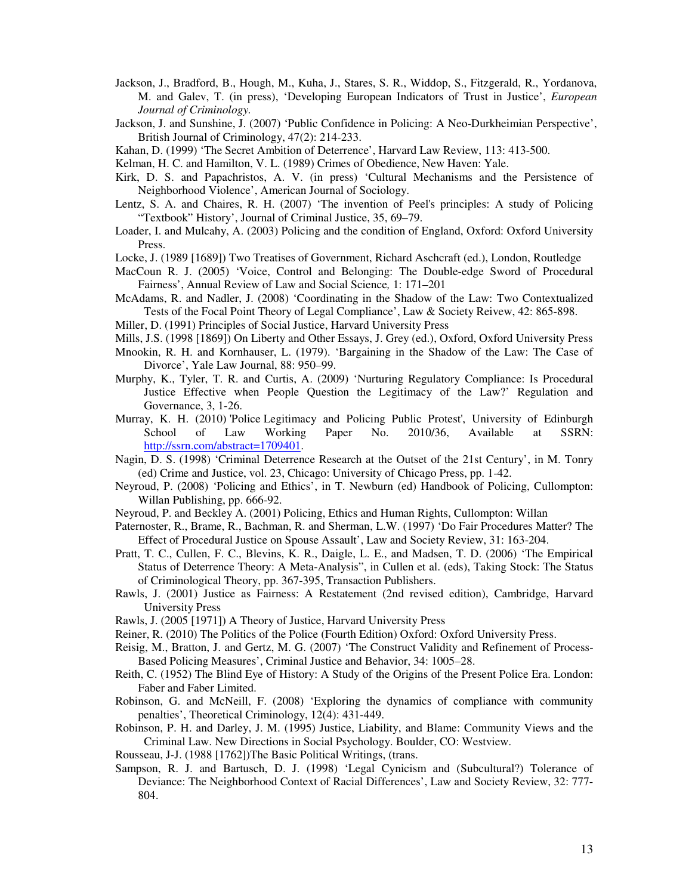Jackson, J., Bradford, B., Hough, M., Kuha, J., Stares, S. R., Widdop, S., Fitzgerald, R., Yordanova, M. and Galev, T. (in press), 'Developing European Indicators of Trust in Justice', *European Journal of Criminology.*

Jackson, J. and Sunshine, J. (2007) 'Public Confidence in Policing: A Neo-Durkheimian Perspective', British Journal of Criminology, 47(2): 214-233.

Kahan, D. (1999) 'The Secret Ambition of Deterrence', Harvard Law Review, 113: 413-500.

Kelman, H. C. and Hamilton, V. L. (1989) Crimes of Obedience, New Haven: Yale.

Kirk, D. S. and Papachristos, A. V. (in press) 'Cultural Mechanisms and the Persistence of Neighborhood Violence', American Journal of Sociology.

Lentz, S. A. and Chaires, R. H. (2007) 'The invention of Peel's principles: A study of Policing "Textbook" History', Journal of Criminal Justice, 35, 69–79.

Loader, I. and Mulcahy, A. (2003) Policing and the condition of England, Oxford: Oxford University Press.

Locke, J. (1989 [1689]) Two Treatises of Government, Richard Aschcraft (ed.), London, Routledge

MacCoun R. J. (2005) 'Voice, Control and Belonging: The Double-edge Sword of Procedural Fairness', Annual Review of Law and Social Science*,* 1: 171–201

McAdams, R. and Nadler, J. (2008) 'Coordinating in the Shadow of the Law: Two Contextualized Tests of the Focal Point Theory of Legal Compliance', Law & Society Reivew, 42: 865-898.

Miller, D. (1991) Principles of Social Justice, Harvard University Press

Mills, J.S. (1998 [1869]) On Liberty and Other Essays, J. Grey (ed.), Oxford, Oxford University Press

Mnookin, R. H. and Kornhauser, L. (1979). 'Bargaining in the Shadow of the Law: The Case of Divorce', Yale Law Journal, 88: 950–99.

Murphy, K., Tyler, T. R. and Curtis, A. (2009) 'Nurturing Regulatory Compliance: Is Procedural Justice Effective when People Question the Legitimacy of the Law?' Regulation and Governance, 3, 1-26.

Murray, K. H. (2010) 'Police Legitimacy and Policing Public Protest', University of Edinburgh School of Law Working Paper No. 2010/36, Available at SSRN: http://ssrn.com/abstract=1709401.

Nagin, D. S. (1998) 'Criminal Deterrence Research at the Outset of the 21st Century', in M. Tonry (ed) Crime and Justice, vol. 23, Chicago: University of Chicago Press, pp. 1-42.

Neyroud, P. (2008) 'Policing and Ethics', in T. Newburn (ed) Handbook of Policing, Cullompton: Willan Publishing, pp. 666-92.

Neyroud, P. and Beckley A. (2001) Policing, Ethics and Human Rights, Cullompton: Willan

Paternoster, R., Brame, R., Bachman, R. and Sherman, L.W. (1997) 'Do Fair Procedures Matter? The Effect of Procedural Justice on Spouse Assault', Law and Society Review, 31: 163-204.

Pratt, T. C., Cullen, F. C., Blevins, K. R., Daigle, L. E., and Madsen, T. D. (2006) 'The Empirical Status of Deterrence Theory: A Meta-Analysis", in Cullen et al. (eds), Taking Stock: The Status of Criminological Theory, pp. 367-395, Transaction Publishers.

Rawls, J. (2001) Justice as Fairness: A Restatement (2nd revised edition), Cambridge, Harvard University Press

Rawls, J. (2005 [1971]) A Theory of Justice, Harvard University Press

Reiner, R. (2010) The Politics of the Police (Fourth Edition) Oxford: Oxford University Press.

Reisig, M., Bratton, J. and Gertz, M. G. (2007) 'The Construct Validity and Refinement of Process-Based Policing Measures', Criminal Justice and Behavior, 34: 1005–28.

Reith, C. (1952) The Blind Eye of History: A Study of the Origins of the Present Police Era. London: Faber and Faber Limited.

Robinson, G. and McNeill, F. (2008) 'Exploring the dynamics of compliance with community penalties', Theoretical Criminology, 12(4): 431-449.

Robinson, P. H. and Darley, J. M. (1995) Justice, Liability, and Blame: Community Views and the Criminal Law. New Directions in Social Psychology. Boulder, CO: Westview.

Rousseau, J-J. (1988 [1762])The Basic Political Writings, (trans.

Sampson, R. J. and Bartusch, D. J. (1998) 'Legal Cynicism and (Subcultural?) Tolerance of Deviance: The Neighborhood Context of Racial Differences', Law and Society Review, 32: 777-804.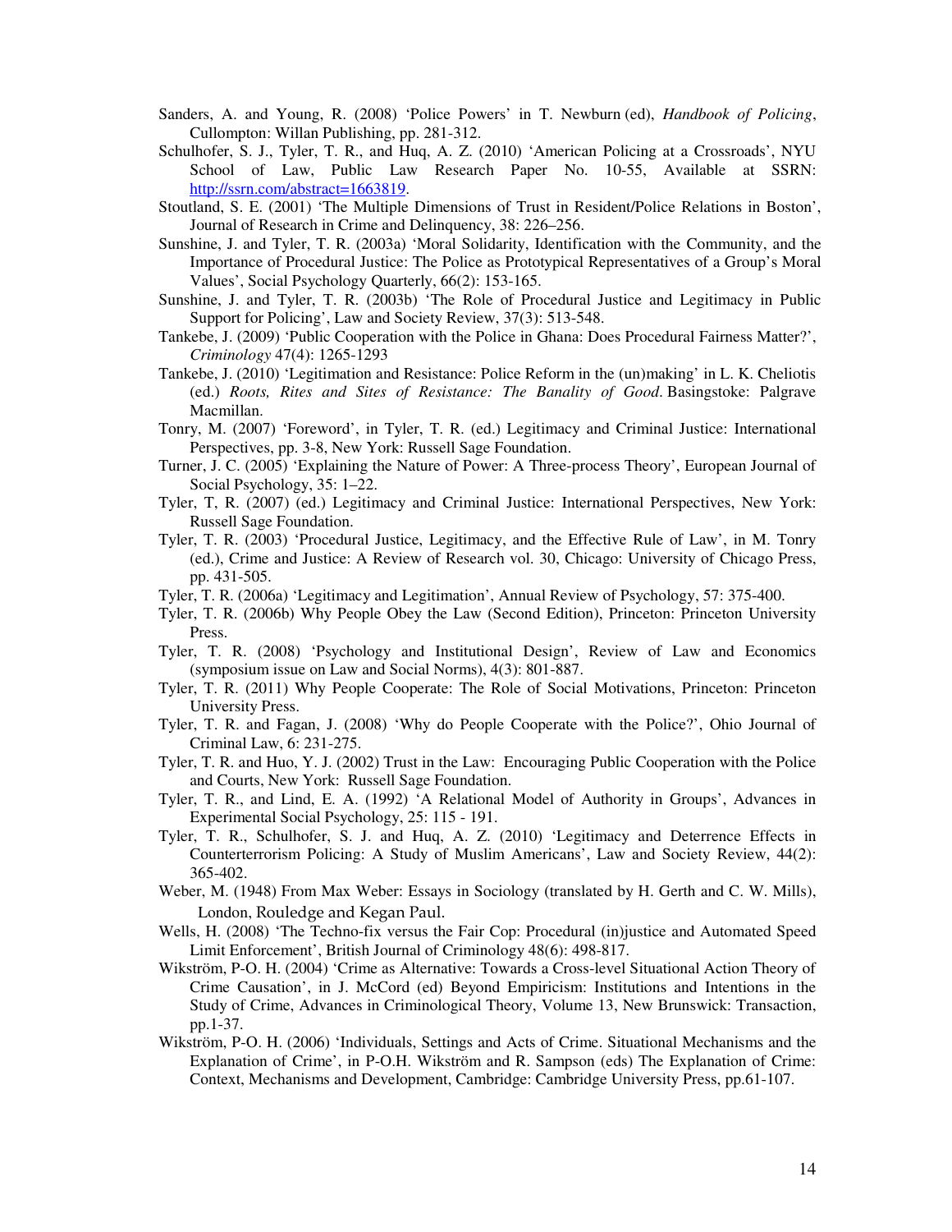Sanders, A. and Young, R. (2008) 'Police Powers' in T. Newburn (ed), *Handbook of Policing*, Cullompton: Willan Publishing, pp. 281-312.

Schulhofer, S. J., Tyler, T. R., and Huq, A. Z. (2010) 'American Policing at a Crossroads', NYU School of Law, Public Law Research Paper No. 10-55, Available at SSRN: http://ssrn.com/abstract=1663819.

Stoutland, S. E. (2001) 'The Multiple Dimensions of Trust in Resident/Police Relations in Boston', Journal of Research in Crime and Delinquency, 38: 226–256.

Sunshine, J. and Tyler, T. R. (2003a) 'Moral Solidarity, Identification with the Community, and the Importance of Procedural Justice: The Police as Prototypical Representatives of a Group's Moral Values', Social Psychology Quarterly, 66(2): 153-165.

Sunshine, J. and Tyler, T. R. (2003b) 'The Role of Procedural Justice and Legitimacy in Public Support for Policing', Law and Society Review, 37(3): 513-548.

Tankebe, J. (2009) 'Public Cooperation with the Police in Ghana: Does Procedural Fairness Matter?', *Criminology* 47(4): 1265-1293

Tankebe, J. (2010) 'Legitimation and Resistance: Police Reform in the (un)making' in L. K. Cheliotis (ed.) *Roots, Rites and Sites of Resistance: The Banality of Good*. Basingstoke: Palgrave Macmillan.

Tonry, M. (2007) 'Foreword', in Tyler, T. R. (ed.) Legitimacy and Criminal Justice: International Perspectives, pp. 3-8, New York: Russell Sage Foundation.

Turner, J. C. (2005) 'Explaining the Nature of Power: A Three-process Theory', European Journal of Social Psychology, 35: 1–22.

Tyler, T, R. (2007) (ed.) Legitimacy and Criminal Justice: International Perspectives, New York: Russell Sage Foundation.

Tyler, T. R. (2003) 'Procedural Justice, Legitimacy, and the Effective Rule of Law', in M. Tonry (ed.), Crime and Justice: A Review of Research vol. 30, Chicago: University of Chicago Press, pp. 431-505.

Tyler, T. R. (2006a) 'Legitimacy and Legitimation', Annual Review of Psychology, 57: 375-400.

Tyler, T. R. (2006b) Why People Obey the Law (Second Edition), Princeton: Princeton University Press.

Tyler, T. R. (2008) 'Psychology and Institutional Design', Review of Law and Economics (symposium issue on Law and Social Norms), 4(3): 801-887.

Tyler, T. R. (2011) Why People Cooperate: The Role of Social Motivations, Princeton: Princeton University Press.

Tyler, T. R. and Fagan, J. (2008) 'Why do People Cooperate with the Police?', Ohio Journal of Criminal Law, 6: 231-275.

Tyler, T. R. and Huo, Y. J. (2002) Trust in the Law: Encouraging Public Cooperation with the Police and Courts, New York: Russell Sage Foundation.

Tyler, T. R., and Lind, E. A. (1992) 'A Relational Model of Authority in Groups', Advances in Experimental Social Psychology, 25: 115 - 191.

Tyler, T. R., Schulhofer, S. J. and Huq, A. Z. (2010) 'Legitimacy and Deterrence Effects in Counterterrorism Policing: A Study of Muslim Americans', Law and Society Review, 44(2): 365-402.

Weber, M. (1948) From Max Weber: Essays in Sociology (translated by H. Gerth and C. W. Mills), London, Rouledge and Kegan Paul.

Wells, H. (2008) 'The Techno-fix versus the Fair Cop: Procedural (in)justice and Automated Speed Limit Enforcement', British Journal of Criminology 48(6): 498-817.

Wikström, P-O. H. (2004) 'Crime as Alternative: Towards a Cross-level Situational Action Theory of Crime Causation', in J. McCord (ed) Beyond Empiricism: Institutions and Intentions in the Study of Crime, Advances in Criminological Theory, Volume 13, New Brunswick: Transaction, pp.1-37.

Wikström, P-O. H. (2006) 'Individuals, Settings and Acts of Crime. Situational Mechanisms and the Explanation of Crime', in P-O.H. Wikström and R. Sampson (eds) The Explanation of Crime: Context, Mechanisms and Development, Cambridge: Cambridge University Press, pp.61-107.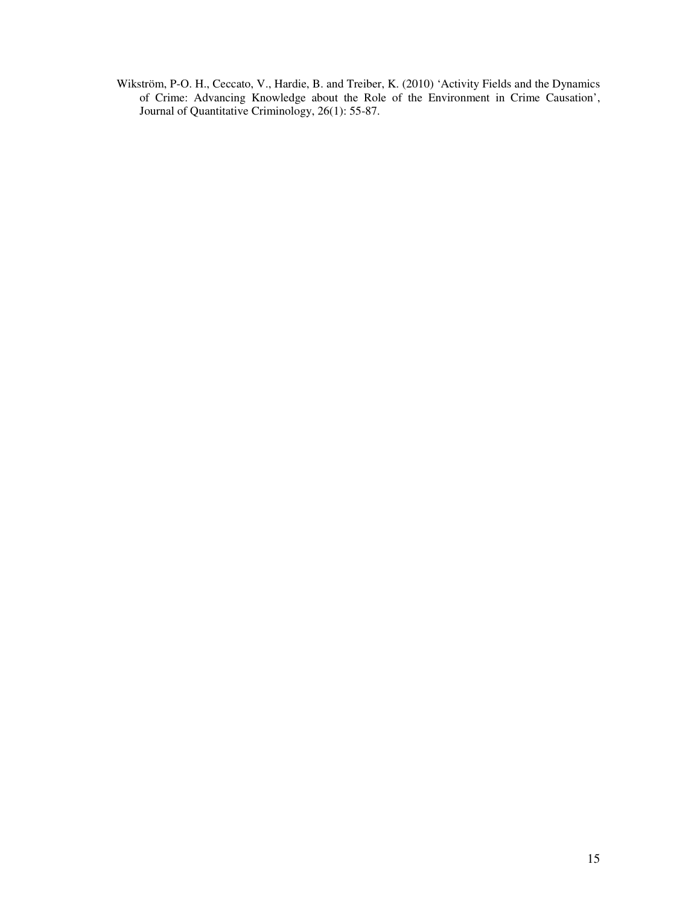Wikström, P-O. H., Ceccato, V., Hardie, B. and Treiber, K. (2010) 'Activity Fields and the Dynamics of Crime: Advancing Knowledge about the Role of the Environment in Crime Causation', Journal of Quantitative Criminology, 26(1): 55-87.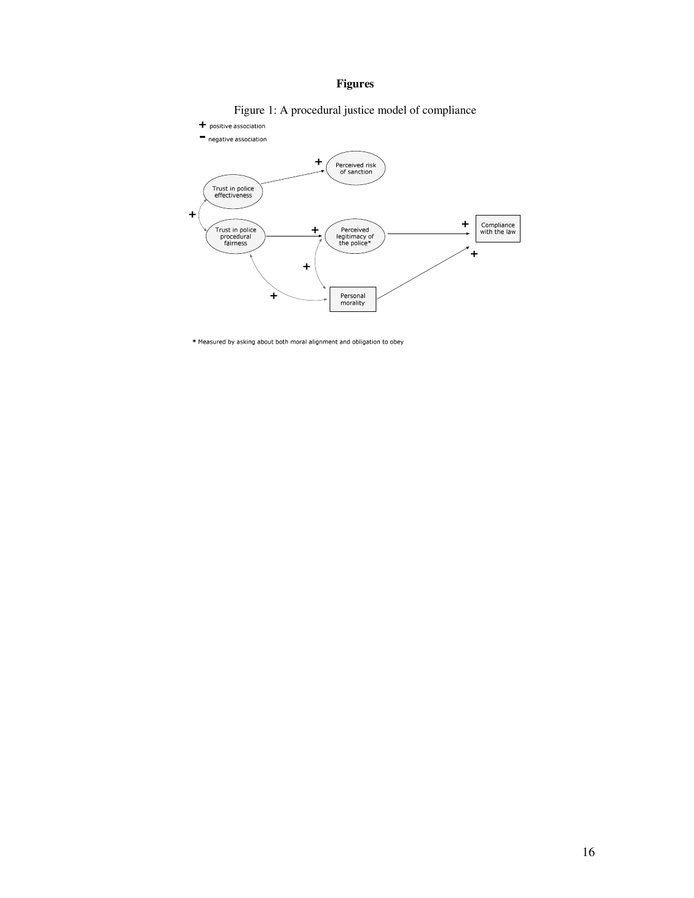# Figures

Figure 1: A procedural justice model of compliance

+ positive association

- negative association

Trust in police effectiveness

Perceived risk of sanction

Trust in police procedural fairness

Perceived legitimacy of the police*

Compliance with the law

Personal morality

* Measured by asking about both moral alignment and obligation to obey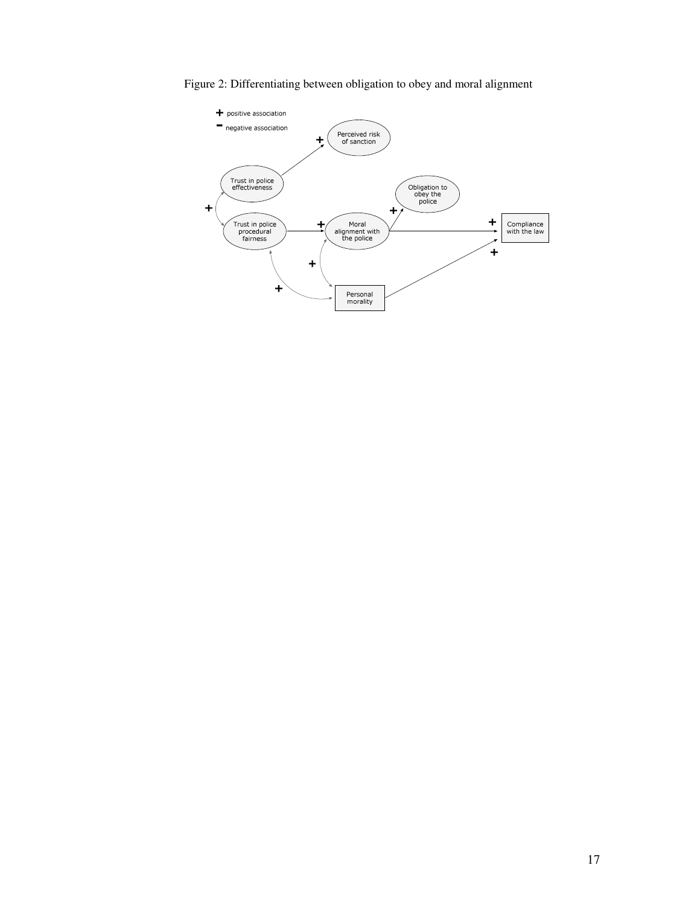Figure 2: Differentiating between obligation to obey and moral alignment

+ positive association

− negative association

Perceived risk of sanction

Trust in police effectiveness

Obligation to obey the police

Trust in police procedural fairness

Moral alignment with the police

Compliance with the law

Personal morality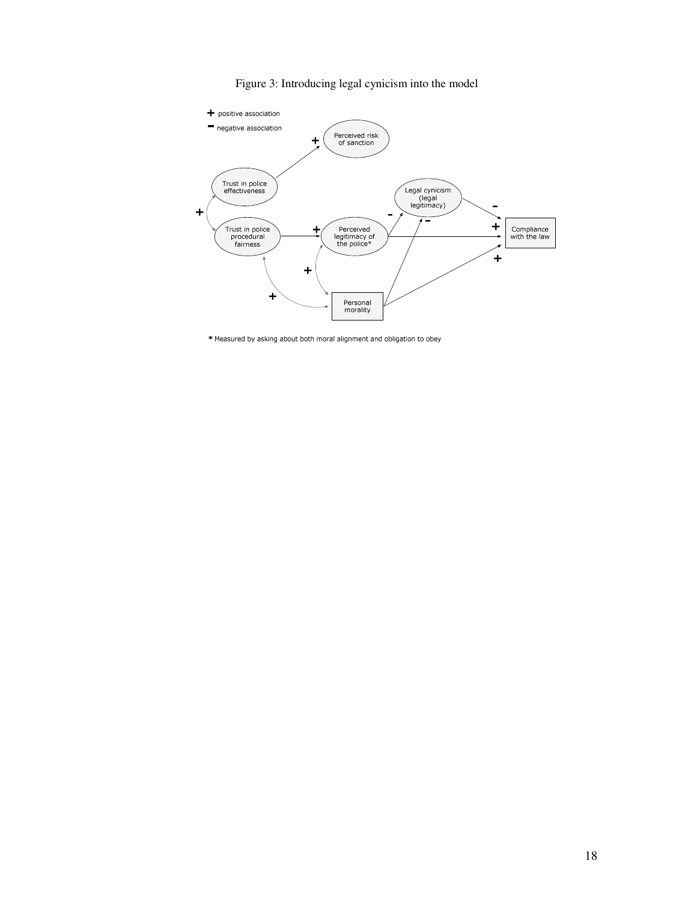Figure 3: Introducing legal cynicism into the model

\* Measured by asking about both moral alignment and obligation to obey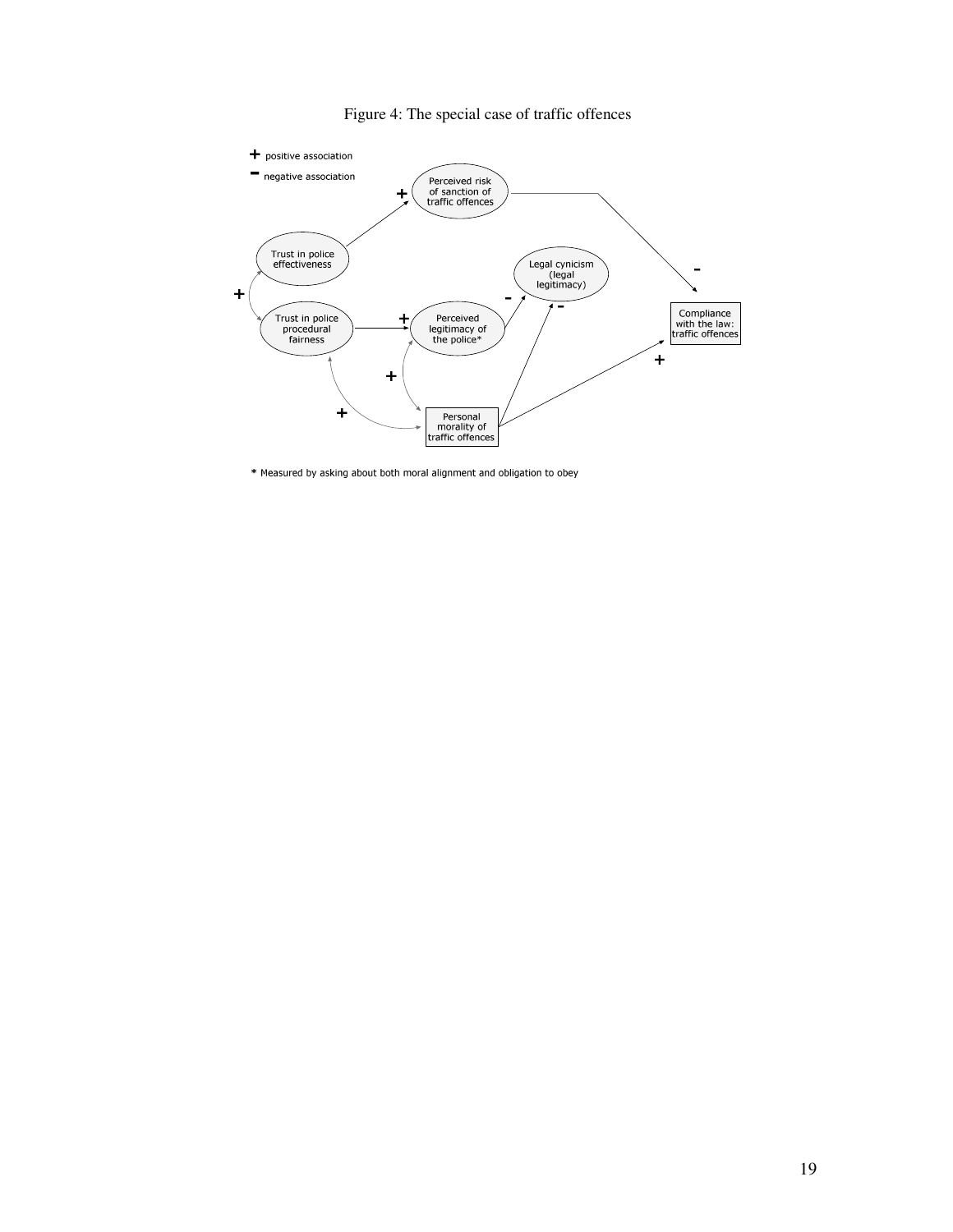Figure 4: The special case of traffic offences

+ positive association

- negative association

Perceived risk of sanction of traffic offences

Trust in police effectiveness

Trust in police procedural fairness

Perceived legitimacy of the police*

Legal cynicism (legal legitimacy)

Personal morality of traffic offences

Compliance with the law: traffic offences

\+

\+

\+

\+

\+

\+

\-

\-

\-

\+

\* Measured by asking about both moral alignment and obligation to obey